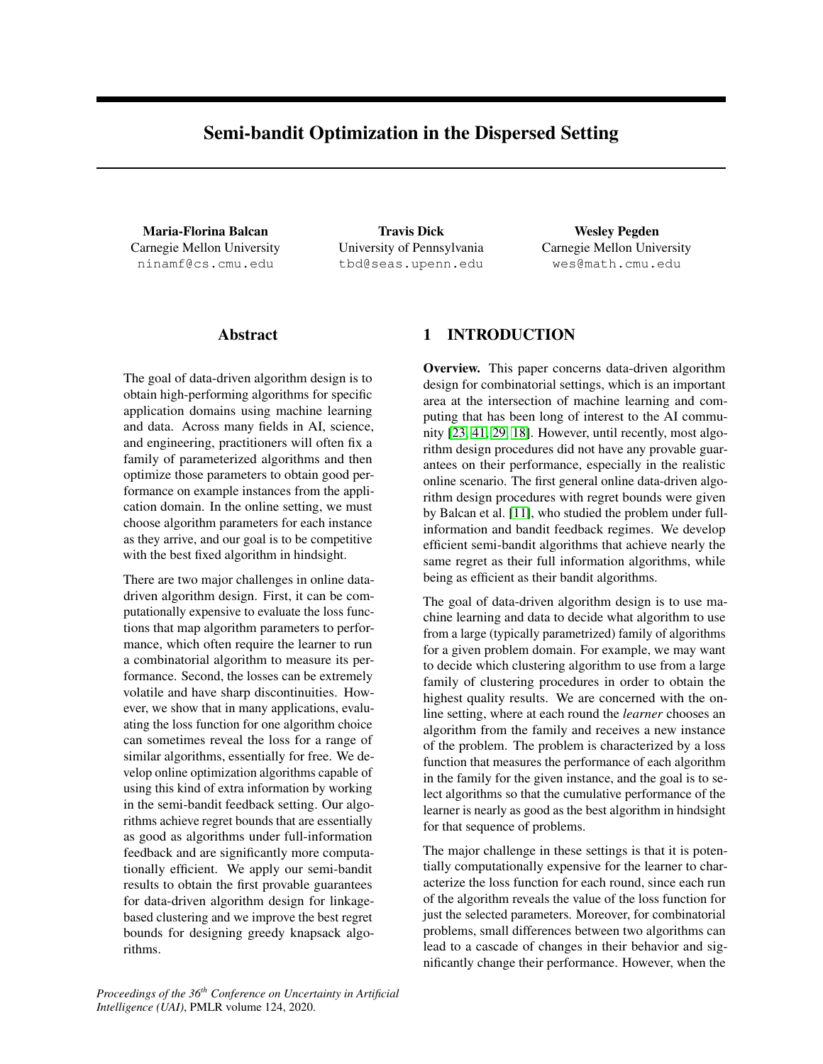# Semi-bandit Optimization in the Dispersed Setting

**Maria-Florina Balcan**
Carnegie Mellon University
ninamf@cs.cmu.edu

**Travis Dick**
University of Pennsylvania
tbd@seas.upenn.edu

**Wesley Pegden**
Carnegie Mellon University
wes@math.cmu.edu

## Abstract

The goal of data-driven algorithm design is to obtain high-performing algorithms for specific application domains using machine learning and data. Across many fields in AI, science, and engineering, practitioners will often fix a family of parameterized algorithms and then optimize those parameters to obtain good performance on example instances from the application domain. In the online setting, we must choose algorithm parameters for each instance as they arrive, and our goal is to be competitive with the best fixed algorithm in hindsight.

There are two major challenges in online data-driven algorithm design. First, it can be computationally expensive to evaluate the loss functions that map algorithm parameters to performance, which often require the learner to run a combinatorial algorithm to measure its performance. Second, the losses can be extremely volatile and have sharp discontinuities. However, we show that in many applications, evaluating the loss function for one algorithm choice can sometimes reveal the loss for a range of similar algorithms, essentially for free. We develop online optimization algorithms capable of using this kind of extra information by working in the semi-bandit feedback setting. Our algorithms achieve regret bounds that are essentially as good as algorithms under full-information feedback and are significantly more computationally efficient. We apply our semi-bandit results to obtain the first provable guarantees for data-driven algorithm design for linkage-based clustering and we improve the best regret bounds for designing greedy knapsack algorithms.

## 1 INTRODUCTION

**Overview.** This paper concerns data-driven algorithm design for combinatorial settings, which is an important area at the intersection of machine learning and computing that has been long of interest to the AI community [23, 41, 29, 18]. However, until recently, most algorithm design procedures did not have any provable guarantees on their performance, especially in the realistic online scenario. The first general online data-driven algorithm design procedures with regret bounds were given by Balcan et al. [11], who studied the problem under full-information and bandit feedback regimes. We develop efficient semi-bandit algorithms that achieve nearly the same regret as their full information algorithms, while being as efficient as their bandit algorithms.

The goal of data-driven algorithm design is to use machine learning and data to decide what algorithm to use from a large (typically parametrized) family of algorithms for a given problem domain. For example, we may want to decide which clustering algorithm to use from a large family of clustering procedures in order to obtain the highest quality results. We are concerned with the online setting, where at each round the *learner* chooses an algorithm from the family and receives a new instance of the problem. The problem is characterized by a loss function that measures the performance of each algorithm in the family for the given instance, and the goal is to select algorithms so that the cumulative performance of the learner is nearly as good as the best algorithm in hindsight for that sequence of problems.

The major challenge in these settings is that it is potentially computationally expensive for the learner to characterize the loss function for each round, since each run of the algorithm reveals the value of the loss function for just the selected parameters. Moreover, for combinatorial problems, small differences between two algorithms can lead to a cascade of changes in their behavior and significantly change their performance. However, when the

*Proceedings of the 36th Conference on Uncertainty in Artificial Intelligence (UAI)*, PMLR volume 124, 2020.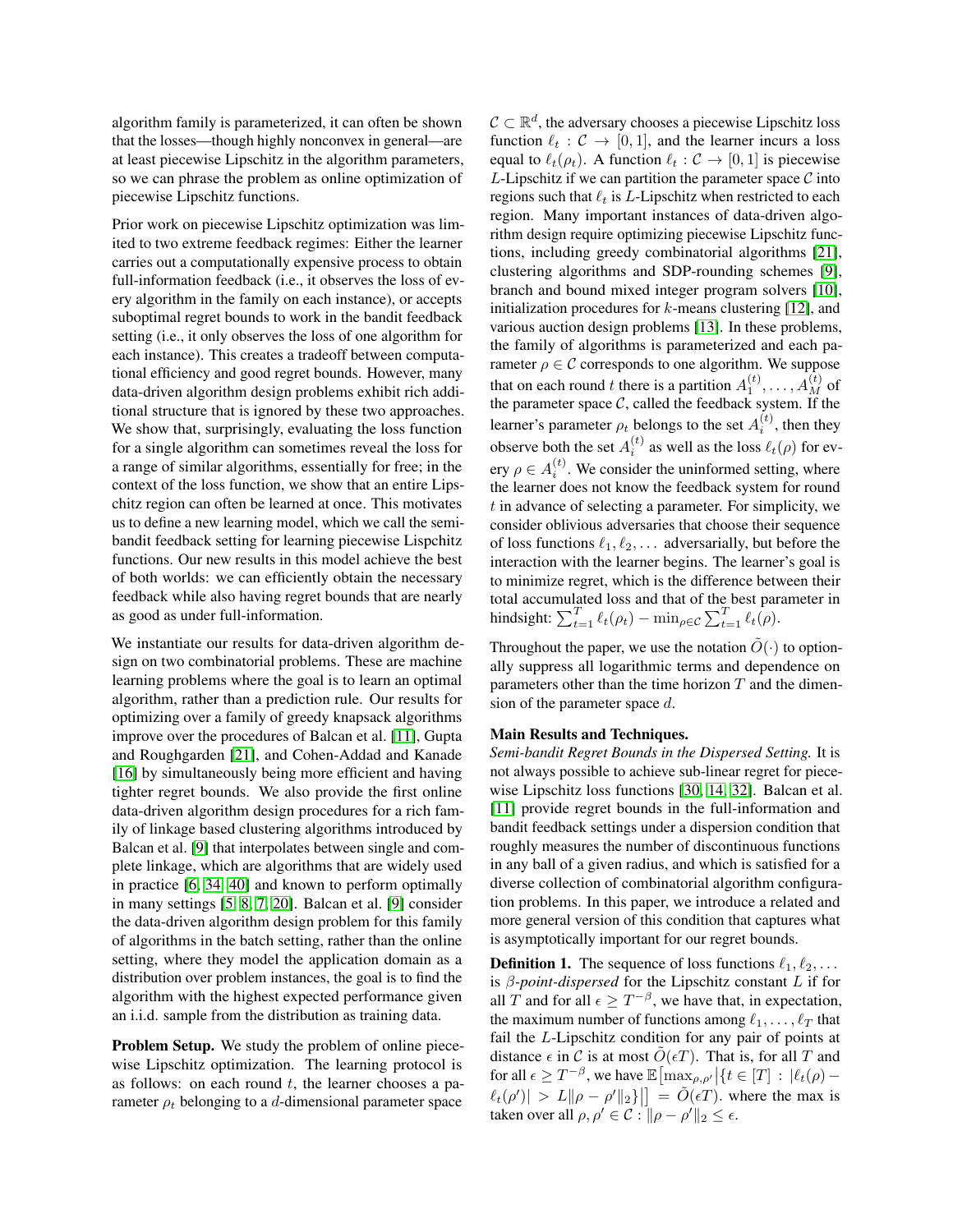algorithm family is parameterized, it can often be shown that the losses—though highly nonconvex in general—are at least piecewise Lipschitz in the algorithm parameters, so we can phrase the problem as online optimization of piecewise Lipschitz functions.

Prior work on piecewise Lipschitz optimization was limited to two extreme feedback regimes: Either the learner carries out a computationally expensive process to obtain full-information feedback (i.e., it observes the loss of every algorithm in the family on each instance), or accepts suboptimal regret bounds to work in the bandit feedback setting (i.e., it only observes the loss of one algorithm for each instance). This creates a tradeoff between computational efficiency and good regret bounds. However, many data-driven algorithm design problems exhibit rich additional structure that is ignored by these two approaches. We show that, surprisingly, evaluating the loss function for a single algorithm can sometimes reveal the loss for a range of similar algorithms, essentially for free; in the context of the loss function, we show that an entire Lipschitz region can often be learned at once. This motivates us to define a new learning model, which we call the semi-bandit feedback setting for learning piecewise Lispchitz functions. Our new results in this model achieve the best of both worlds: we can efficiently obtain the necessary feedback while also having regret bounds that are nearly as good as under full-information.

We instantiate our results for data-driven algorithm design on two combinatorial problems. These are machine learning problems where the goal is to learn an optimal algorithm, rather than a prediction rule. Our results for optimizing over a family of greedy knapsack algorithms improve over the procedures of Balcan et al. [11], Gupta and Roughgarden [21], and Cohen-Addad and Kanade [16] by simultaneously being more efficient and having tighter regret bounds. We also provide the first online data-driven algorithm design procedures for a rich family of linkage based clustering algorithms introduced by Balcan et al. [9] that interpolates between single and complete linkage, which are algorithms that are widely used in practice [6, 34, 40] and known to perform optimally in many settings [5, 8, 7, 20]. Balcan et al. [9] consider the data-driven algorithm design problem for this family of algorithms in the batch setting, rather than the online setting, where they model the application domain as a distribution over problem instances, the goal is to find the algorithm with the highest expected performance given an i.i.d. sample from the distribution as training data.

**Problem Setup.** We study the problem of online piecewise Lipschitz optimization. The learning protocol is as follows: on each round $t$, the learner chooses a parameter $\rho_t$ belonging to a $d$-dimensional parameter space $\mathcal{C} \subset \mathbb{R}^d$, the adversary chooses a piecewise Lipschitz loss function $\ell_t : \mathcal{C} \to [0,1]$, and the learner incurs a loss equal to $\ell_t(\rho_t)$. A function $\ell_t : \mathcal{C} \to [0,1]$ is piecewise $L$-Lipschitz if we can partition the parameter space $\mathcal{C}$ into regions such that $\ell_t$ is $L$-Lipschitz when restricted to each region. Many important instances of data-driven algorithm design require optimizing piecewise Lipschitz functions, including greedy combinatorial algorithms [21], clustering algorithms and SDP-rounding schemes [9], branch and bound mixed integer program solvers [10], initialization procedures for $k$-means clustering [12], and various auction design problems [13]. In these problems, the family of algorithms is parameterized and each parameter $\rho \in \mathcal{C}$ corresponds to one algorithm. We suppose that on each round $t$ there is a partition $A_1^{(t)}, \ldots, A_M^{(t)}$ of the parameter space $\mathcal{C}$, called the feedback system. If the learner's parameter $\rho_t$ belongs to the set $A_i^{(t)}$, then they observe both the set $A_i^{(t)}$ as well as the loss $\ell_t(\rho)$ for every $\rho \in A_i^{(t)}$. We consider the uninformed setting, where the learner does not know the feedback system for round $t$ in advance of selecting a parameter. For simplicity, we consider oblivious adversaries that choose their sequence of loss functions $\ell_1, \ell_2, \ldots$ adversarially, but before the interaction with the learner begins. The learner's goal is to minimize regret, which is the difference between their total accumulated loss and that of the best parameter in hindsight: $\sum_{t=1}^T \ell_t(\rho_t) - \min_{\rho \in \mathcal{C}} \sum_{t=1}^T \ell_t(\rho)$.

Throughout the paper, we use the notation $\tilde{O}(\cdot)$ to optionally suppress all logarithmic terms and dependence on parameters other than the time horizon $T$ and the dimension of the parameter space $d$.

**Main Results and Techniques.**

*Semi-bandit Regret Bounds in the Dispersed Setting.* It is not always possible to achieve sub-linear regret for piecewise Lipschitz loss functions [30, 14, 32]. Balcan et al. [11] provide regret bounds in the full-information and bandit feedback settings under a dispersion condition that roughly measures the number of discontinuous functions in any ball of a given radius, and which is satisfied for a diverse collection of combinatorial algorithm configuration problems. In this paper, we introduce a related and more general version of this condition that captures what is asymptotically important for our regret bounds.

**Definition 1.** The sequence of loss functions $\ell_1, \ell_2, \ldots$ is *$\beta$-point-dispersed* for the Lipschitz constant $L$ if for all $T$ and for all $\epsilon \geq T^{-\beta}$, we have that, in expectation, the maximum number of functions among $\ell_1, \ldots, \ell_T$ that fail the $L$-Lipschitz condition for any pair of points at distance $\epsilon$ in $\mathcal{C}$ is at most $\tilde{O}(\epsilon T)$. That is, for all $T$ and for all $\epsilon \geq T^{-\beta}$, we have $\mathbb{E}\big[\max_{\rho,\rho'} \big|\{t \in [T] : |\ell_t(\rho) - \ell_t(\rho')| > L\|\rho - \rho'\|_2\}\big|\big] = \tilde{O}(\epsilon T)$. where the max is taken over all $\rho, \rho' \in \mathcal{C} : \|\rho - \rho'\|_2 \leq \epsilon$.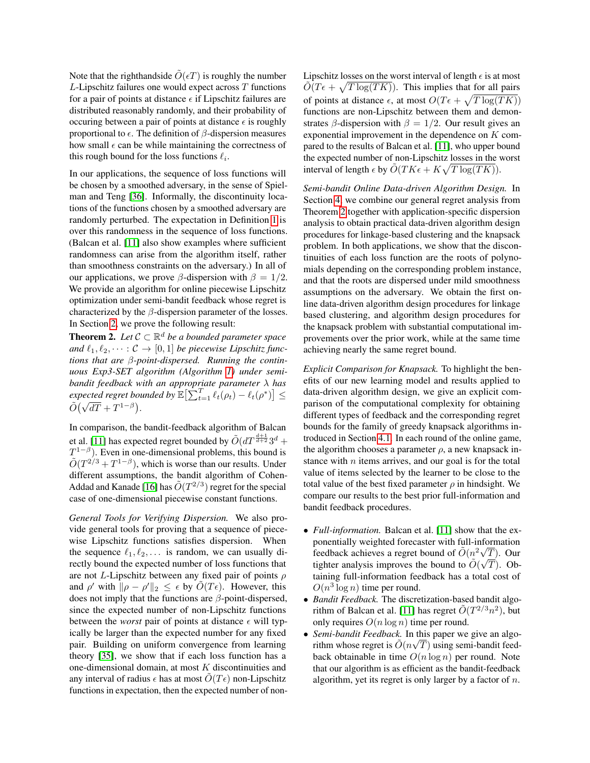Note that the righthandside $\tilde{O}(\epsilon T)$ is roughly the number $L$-Lipschitz failures one would expect across $T$ functions for a pair of points at distance $\epsilon$ if Lipschitz failures are distributed reasonably randomly, and their probability of occuring between a pair of points at distance $\epsilon$ is roughly proportional to $\epsilon$. The definition of $\beta$-dispersion measures how small $\epsilon$ can be while maintaining the correctness of this rough bound for the loss functions $\ell_i$.

In our applications, the sequence of loss functions will be chosen by a smoothed adversary, in the sense of Spielman and Teng [36]. Informally, the discontinuity locations of the functions chosen by a smoothed adversary are randomly perturbed. The expectation in Definition 1 is over this randomness in the sequence of loss functions. (Balcan et al. [11] also show examples where sufficient randomness can arise from the algorithm itself, rather than smoothness constraints on the adversary.) In all of our applications, we prove $\beta$-dispersion with $\beta = 1/2$. We provide an algorithm for online piecewise Lipschitz optimization under semi-bandit feedback whose regret is characterized by the $\beta$-dispersion parameter of the losses. In Section 2, we prove the following result:

**Theorem 2.** *Let $\mathcal{C} \subset \mathbb{R}^d$ be a bounded parameter space and $\ell_1, \ell_2, \dots : \mathcal{C} \to [0, 1]$ be piecewise Lipschitz functions that are $\beta$-point-dispersed. Running the continuous Exp3-SET algorithm (Algorithm 1) under semi-bandit feedback with an appropriate parameter $\lambda$ has expected regret bounded by $\mathbb{E}\big[\sum_{t=1}^T \ell_t(\rho_t) - \ell_t(\rho^*)\big] \leq \tilde{O}\big(\sqrt{dT} + T^{1-\beta}\big)$.*

In comparison, the bandit-feedback algorithm of Balcan et al. [11] has expected regret bounded by $\tilde{O}(dT^{\frac{d+1}{d+2}} 3^d + T^{1-\beta})$. Even in one-dimensional problems, this bound is $\tilde{O}(T^{2/3} + T^{1-\beta})$, which is worse than our results. Under different assumptions, the bandit algorithm of Cohen-Addad and Kanade [16] has $\tilde{O}(T^{2/3})$ regret for the special case of one-dimensional piecewise constant functions.

*General Tools for Verifying Dispersion.* We also provide general tools for proving that a sequence of piecewise Lipschitz functions satisfies dispersion. When the sequence $\ell_1, \ell_2, \dots$ is random, we can usually directly bound the expected number of loss functions that are not $L$-Lipschitz between any fixed pair of points $\rho$ and $\rho'$ with $\|\rho - \rho'\|_2 \leq \epsilon$ by $\tilde{O}(T\epsilon)$. However, this does not imply that the functions are $\beta$-point-dispersed, since the expected number of non-Lipschitz functions between the *worst* pair of points at distance $\epsilon$ will typically be larger than the expected number for any fixed pair. Building on uniform convergence from learning theory [35], we show that if each loss function has a one-dimensional domain, at most $K$ discontinuities and any interval of radius $\epsilon$ has at most $\tilde{O}(T\epsilon)$ non-Lipschitz functions in expectation, then the expected number of non-Lipschitz losses on the worst interval of length $\epsilon$ is at most $\tilde{O}(T\epsilon + \sqrt{T \log(TK)})$. This implies that for all pairs of points at distance $\epsilon$, at most $O(T\epsilon + \sqrt{T \log(TK)})$ functions are non-Lipschitz between them and demonstrates $\beta$-dispersion with $\beta = 1/2$. Our result gives an exponential improvement in the dependence on $K$ compared to the results of Balcan et al. [11], who upper bound the expected number of non-Lipschitz losses in the worst interval of length $\epsilon$ by $\tilde{O}(TK\epsilon + K\sqrt{T \log(TK)})$.

*Semi-bandit Online Data-driven Algorithm Design.* In Section 4, we combine our general regret analysis from Theorem 2 together with application-specific dispersion analysis to obtain practical data-driven algorithm design procedures for linkage-based clustering and the knapsack problem. In both applications, we show that the discontinuities of each loss function are the roots of polynomials depending on the corresponding problem instance, and that the roots are dispersed under mild smoothness assumptions on the adversary. We obtain the first online data-driven algorithm design procedures for linkage based clustering, and algorithm design procedures for the knapsack problem with substantial computational improvements over the prior work, while at the same time achieving nearly the same regret bound.

*Explicit Comparison for Knapsack.* To highlight the benefits of our new learning model and results applied to data-driven algorithm design, we give an explicit comparison of the computational complexity for obtaining different types of feedback and the corresponding regret bounds for the family of greedy knapsack algorithms introduced in Section 4.1. In each round of the online game, the algorithm chooses a parameter $\rho$, a new knapsack instance with $n$ items arrives, and our goal is for the total value of items selected by the learner to be close to the total value of the best fixed parameter $\rho$ in hindsight. We compare our results to the best prior full-information and bandit feedback procedures.

- *Full-information.* Balcan et al. [11] show that the exponentially weighted forecaster with full-information feedback achieves a regret bound of $\tilde{O}(n^2\sqrt{T})$. Our tighter analysis improves the bound to $\tilde{O}(\sqrt{T})$. Obtaining full-information feedback has a total cost of $O(n^3 \log n)$ time per round.
- *Bandit Feedback.* The discretization-based bandit algorithm of Balcan et al. [11] has regret $\tilde{O}(T^{2/3}n^2)$, but only requires $O(n \log n)$ time per round.
- *Semi-bandit Feedback.* In this paper we give an algorithm whose regret is $\tilde{O}(n\sqrt{T})$ using semi-bandit feedback obtainable in time $O(n \log n)$ per round. Note that our algorithm is as efficient as the bandit-feedback algorithm, yet its regret is only larger by a factor of $n$.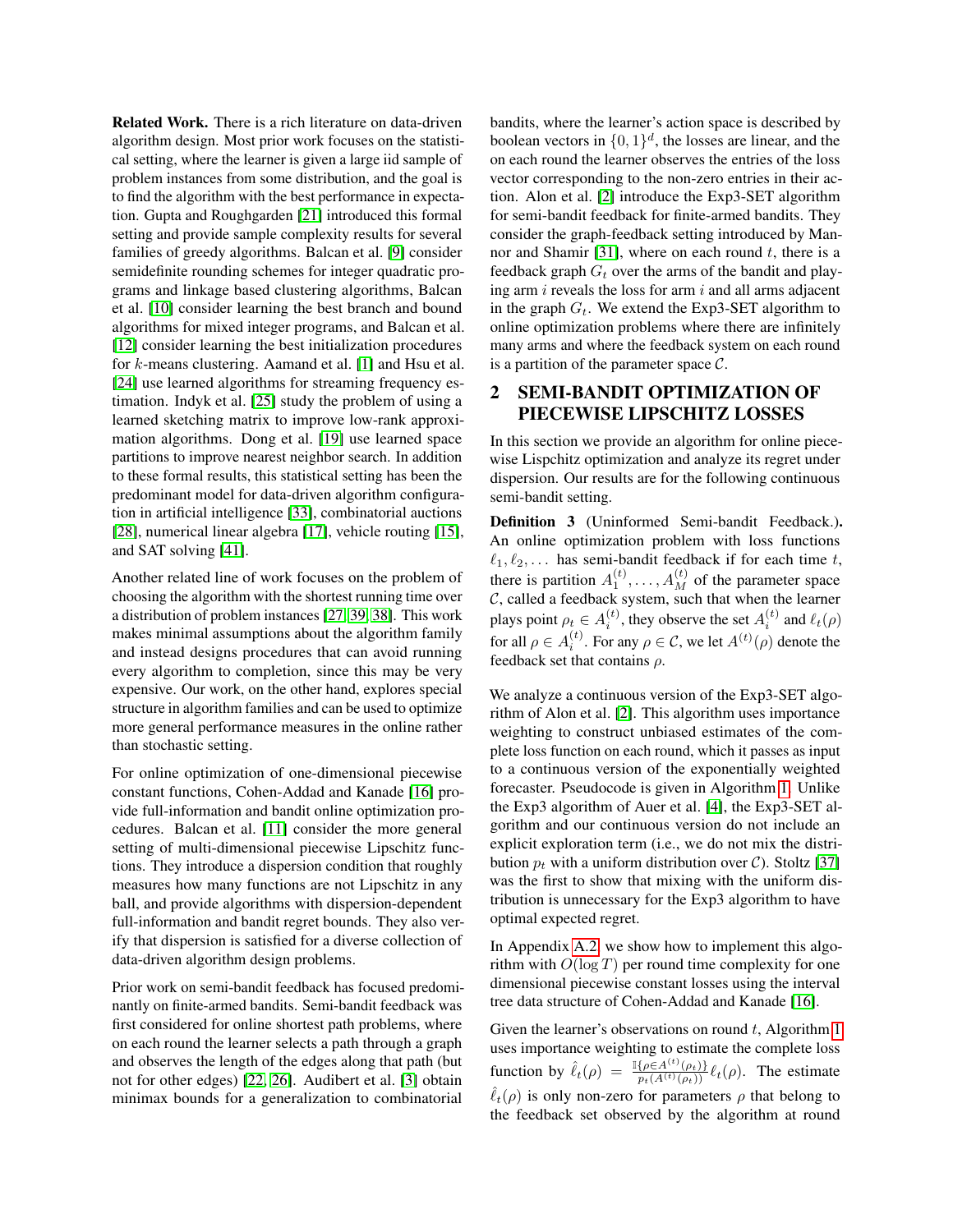**Related Work.** There is a rich literature on data-driven algorithm design. Most prior work focuses on the statistical setting, where the learner is given a large iid sample of problem instances from some distribution, and the goal is to find the algorithm with the best performance in expectation. Gupta and Roughgarden [21] introduced this formal setting and provide sample complexity results for several families of greedy algorithms. Balcan et al. [9] consider semidefinite rounding schemes for integer quadratic programs and linkage based clustering algorithms, Balcan et al. [10] consider learning the best branch and bound algorithms for mixed integer programs, and Balcan et al. [12] consider learning the best initialization procedures for $k$-means clustering. Aamand et al. [1] and Hsu et al. [24] use learned algorithms for streaming frequency estimation. Indyk et al. [25] study the problem of using a learned sketching matrix to improve low-rank approximation algorithms. Dong et al. [19] use learned space partitions to improve nearest neighbor search. In addition to these formal results, this statistical setting has been the predominant model for data-driven algorithm configuration in artificial intelligence [33], combinatorial auctions [28], numerical linear algebra [17], vehicle routing [15], and SAT solving [41].

Another related line of work focuses on the problem of choosing the algorithm with the shortest running time over a distribution of problem instances [27, 39, 38]. This work makes minimal assumptions about the algorithm family and instead designs procedures that can avoid running every algorithm to completion, since this may be very expensive. Our work, on the other hand, explores special structure in algorithm families and can be used to optimize more general performance measures in the online rather than stochastic setting.

For online optimization of one-dimensional piecewise constant functions, Cohen-Addad and Kanade [16] provide full-information and bandit online optimization procedures. Balcan et al. [11] consider the more general setting of multi-dimensional piecewise Lipschitz functions. They introduce a dispersion condition that roughly measures how many functions are not Lipschitz in any ball, and provide algorithms with dispersion-dependent full-information and bandit regret bounds. They also verify that dispersion is satisfied for a diverse collection of data-driven algorithm design problems.

Prior work on semi-bandit feedback has focused predominantly on finite-armed bandits. Semi-bandit feedback was first considered for online shortest path problems, where on each round the learner selects a path through a graph and observes the length of the edges along that path (but not for other edges) [22, 26]. Audibert et al. [3] obtain minimax bounds for a generalization to combinatorial bandits, where the learner's action space is described by boolean vectors in $\{0,1\}^d$, the losses are linear, and the on each round the learner observes the entries of the loss vector corresponding to the non-zero entries in their action. Alon et al. [2] introduce the Exp3-SET algorithm for semi-bandit feedback for finite-armed bandits. They consider the graph-feedback setting introduced by Mannor and Shamir [31], where on each round $t$, there is a feedback graph $G_t$ over the arms of the bandit and playing arm $i$ reveals the loss for arm $i$ and all arms adjacent in the graph $G_t$. We extend the Exp3-SET algorithm to online optimization problems where there are infinitely many arms and where the feedback system on each round is a partition of the parameter space $\mathcal{C}$.

## 2 SEMI-BANDIT OPTIMIZATION OF PIECEWISE LIPSCHITZ LOSSES

In this section we provide an algorithm for online piecewise Lispchitz optimization and analyze its regret under dispersion. Our results are for the following continuous semi-bandit setting.

**Definition 3** (Uninformed Semi-bandit Feedback.)**.** An online optimization problem with loss functions $\ell_1, \ell_2, \dots$ has semi-bandit feedback if for each time $t$, there is partition $A_1^{(t)}, \dots, A_M^{(t)}$ of the parameter space $\mathcal{C}$, called a feedback system, such that when the learner plays point $\rho_t \in A_i^{(t)}$, they observe the set $A_i^{(t)}$ and $\ell_t(\rho)$ for all $\rho \in A_i^{(t)}$. For any $\rho \in \mathcal{C}$, we let $A^{(t)}(\rho)$ denote the feedback set that contains $\rho$.

We analyze a continuous version of the Exp3-SET algorithm of Alon et al. [2]. This algorithm uses importance weighting to construct unbiased estimates of the complete loss function on each round, which it passes as input to a continuous version of the exponentially weighted forecaster. Pseudocode is given in Algorithm 1. Unlike the Exp3 algorithm of Auer et al. [4], the Exp3-SET algorithm and our continuous version do not include an explicit exploration term (i.e., we do not mix the distribution $p_t$ with a uniform distribution over $\mathcal{C}$). Stoltz [37] was the first to show that mixing with the uniform distribution is unnecessary for the Exp3 algorithm to have optimal expected regret.

In Appendix A.2, we show how to implement this algorithm with $O(\log T)$ per round time complexity for one dimensional piecewise constant losses using the interval tree data structure of Cohen-Addad and Kanade [16].

Given the learner's observations on round $t$, Algorithm 1 uses importance weighting to estimate the complete loss function by $\hat{\ell}_t(\rho) = \frac{\mathbb{I}\{\rho \in A^{(t)}(\rho_t)\}}{p_t(A^{(t)}(\rho_t))} \ell_t(\rho)$. The estimate $\hat{\ell}_t(\rho)$ is only non-zero for parameters $\rho$ that belong to the feedback set observed by the algorithm at round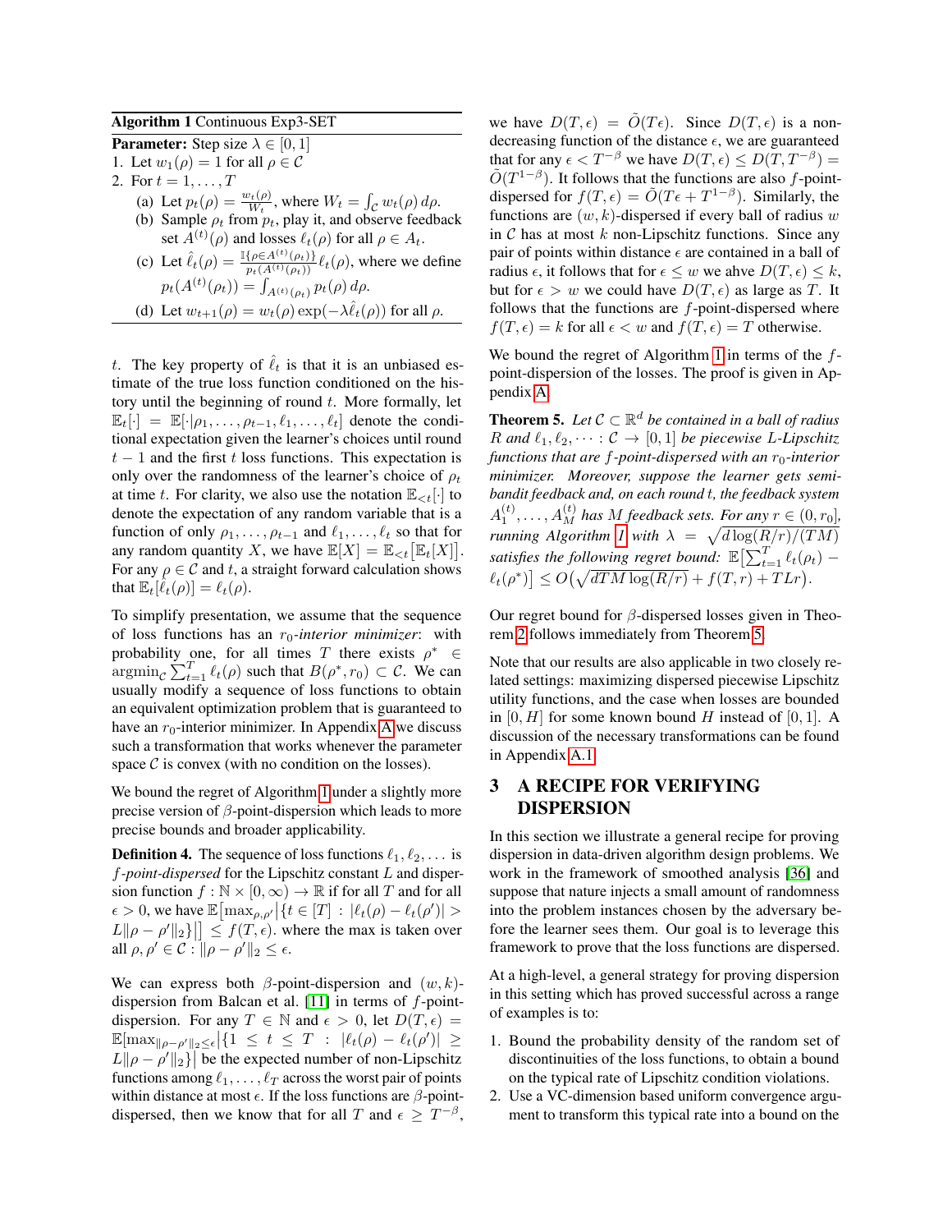**Algorithm 1** Continuous Exp3-SET

**Parameter:** Step size $\lambda \in [0, 1]$

1. Let $w_1(\rho) = 1$ for all $\rho \in \mathcal{C}$
2. For $t = 1, \ldots, T$
   (a) Let $p_t(\rho) = \frac{w_t(\rho)}{W_t}$, where $W_t = \int_{\mathcal{C}} w_t(\rho)\, d\rho$.
   (b) Sample $\rho_t$ from $p_t$, play it, and observe feedback set $A^{(t)}(\rho)$ and losses $\ell_t(\rho)$ for all $\rho \in A_t$.
   (c) Let $\hat{\ell}_t(\rho) = \frac{\mathbb{I}\{\rho \in A^{(t)}(\rho_t)\}}{p_t(A^{(t)}(\rho_t))} \ell_t(\rho)$, where we define $p_t(A^{(t)}(\rho_t)) = \int_{A^{(t)}(\rho_t)} p_t(\rho)\, d\rho$.
   (d) Let $w_{t+1}(\rho) = w_t(\rho) \exp(-\lambda \hat{\ell}_t(\rho))$ for all $\rho$.

$t$. The key property of $\hat{\ell}_t$ is that it is an unbiased estimate of the true loss function conditioned on the history until the beginning of round $t$. More formally, let $\mathbb{E}_t[\cdot] = \mathbb{E}[\cdot|\rho_1, \ldots, \rho_{t-1}, \ell_1, \ldots, \ell_t]$ denote the conditional expectation given the learner's choices until round $t-1$ and the first $t$ loss functions. This expectation is only over the randomness of the learner's choice of $\rho_t$ at time $t$. For clarity, we also use the notation $\mathbb{E}_{<t}[\cdot]$ to denote the expectation of any random variable that is a function of only $\rho_1, \ldots, \rho_{t-1}$ and $\ell_1, \ldots, \ell_t$ so that for any random quantity $X$, we have $\mathbb{E}[X] = \mathbb{E}_{<t}\big[\mathbb{E}_t[X]\big]$. For any $\rho \in \mathcal{C}$ and $t$, a straight forward calculation shows that $\mathbb{E}_t[\hat{\ell}_t(\rho)] = \ell_t(\rho)$.

To simplify presentation, we assume that the sequence of loss functions has an $r_0$-*interior minimizer*: with probability one, for all times $T$ there exists $\rho^* \in \operatorname{argmin}_{\mathcal{C}} \sum_{t=1}^T \ell_t(\rho)$ such that $B(\rho^*, r_0) \subset \mathcal{C}$. We can usually modify a sequence of loss functions to obtain an equivalent optimization problem that is guaranteed to have an $r_0$-interior minimizer. In Appendix A we discuss such a transformation that works whenever the parameter space $\mathcal{C}$ is convex (with no condition on the losses).

We bound the regret of Algorithm 1 under a slightly more precise version of $\beta$-point-dispersion which leads to more precise bounds and broader applicability.

**Definition 4.** The sequence of loss functions $\ell_1, \ell_2, \ldots$ is $f$-*point-dispersed* for the Lipschitz constant $L$ and dispersion function $f : \mathbb{N} \times [0, \infty) \to \mathbb{R}$ if for all $T$ and for all $\epsilon > 0$, we have $\mathbb{E}\big[\max_{\rho,\rho'} \big|\{t \in [T] : |\ell_t(\rho) - \ell_t(\rho')| > L\|\rho - \rho'\|_2\}\big|\big] \leq f(T, \epsilon)$. where the max is taken over all $\rho, \rho' \in \mathcal{C} : \|\rho - \rho'\|_2 \leq \epsilon$.

We can express both $\beta$-point-dispersion and $(w, k)$-dispersion from Balcan et al. [11] in terms of $f$-point-dispersion. For any $T \in \mathbb{N}$ and $\epsilon > 0$, let $D(T, \epsilon) = \mathbb{E}[\max_{\|\rho-\rho'\|_2 \leq \epsilon} \big|\{1 \leq t \leq T : |\ell_t(\rho) - \ell_t(\rho')| \geq L\|\rho - \rho'\|_2\}\big|$ be the expected number of non-Lipschitz functions among $\ell_1, \ldots, \ell_T$ across the worst pair of points within distance at most $\epsilon$. If the loss functions are $\beta$-point-dispersed, then we know that for all $T$ and $\epsilon \geq T^{-\beta}$, we have $D(T, \epsilon) = \tilde{O}(T\epsilon)$. Since $D(T, \epsilon)$ is a non-decreasing function of the distance $\epsilon$, we are guaranteed that for any $\epsilon < T^{-\beta}$ we have $D(T, \epsilon) \leq D(T, T^{-\beta}) = \tilde{O}(T^{1-\beta})$. It follows that the functions are also $f$-point-dispersed for $f(T, \epsilon) = \tilde{O}(T\epsilon + T^{1-\beta})$. Similarly, the functions are $(w, k)$-dispersed if every ball of radius $w$ in $\mathcal{C}$ has at most $k$ non-Lipschitz functions. Since any pair of points within distance $\epsilon$ are contained in a ball of radius $\epsilon$, it follows that for $\epsilon \leq w$ we ahve $D(T, \epsilon) \leq k$, but for $\epsilon > w$ we could have $D(T, \epsilon)$ as large as $T$. It follows that the functions are $f$-point-dispersed where $f(T, \epsilon) = k$ for all $\epsilon < w$ and $f(T, \epsilon) = T$ otherwise.

We bound the regret of Algorithm 1 in terms of the $f$-point-dispersion of the losses. The proof is given in Appendix A.

**Theorem 5.** *Let $\mathcal{C} \subset \mathbb{R}^d$ be contained in a ball of radius $R$ and $\ell_1, \ell_2, \cdots : \mathcal{C} \to [0, 1]$ be piecewise $L$-Lipschitz functions that are $f$-point-dispersed with an $r_0$-interior minimizer. Moreover, suppose the learner gets semi-bandit feedback and, on each round $t$, the feedback system $A_1^{(t)}, \ldots, A_M^{(t)}$ has $M$ feedback sets. For any $r \in (0, r_0]$, running Algorithm 1 with $\lambda = \sqrt{d \log(R/r)/(TM)}$ satisfies the following regret bound: $\mathbb{E}\big[\sum_{t=1}^T \ell_t(\rho_t) - \ell_t(\rho^*)\big] \leq O\big(\sqrt{dTM \log(R/r)} + f(T, r) + TLr\big)$.*

Our regret bound for $\beta$-dispersed losses given in Theorem 2 follows immediately from Theorem 5.

Note that our results are also applicable in two closely related settings: maximizing dispersed piecewise Lipschitz utility functions, and the case when losses are bounded in $[0, H]$ for some known bound $H$ instead of $[0, 1]$. A discussion of the necessary transformations can be found in Appendix A.1.

## 3 A RECIPE FOR VERIFYING DISPERSION

In this section we illustrate a general recipe for proving dispersion in data-driven algorithm design problems. We work in the framework of smoothed analysis [36] and suppose that nature injects a small amount of randomness into the problem instances chosen by the adversary before the learner sees them. Our goal is to leverage this framework to prove that the loss functions are dispersed.

At a high-level, a general strategy for proving dispersion in this setting which has proved successful across a range of examples is to:

1. Bound the probability density of the random set of discontinuities of the loss functions, to obtain a bound on the typical rate of Lipschitz condition violations.
2. Use a VC-dimension based uniform convergence argument to transform this typical rate into a bound on the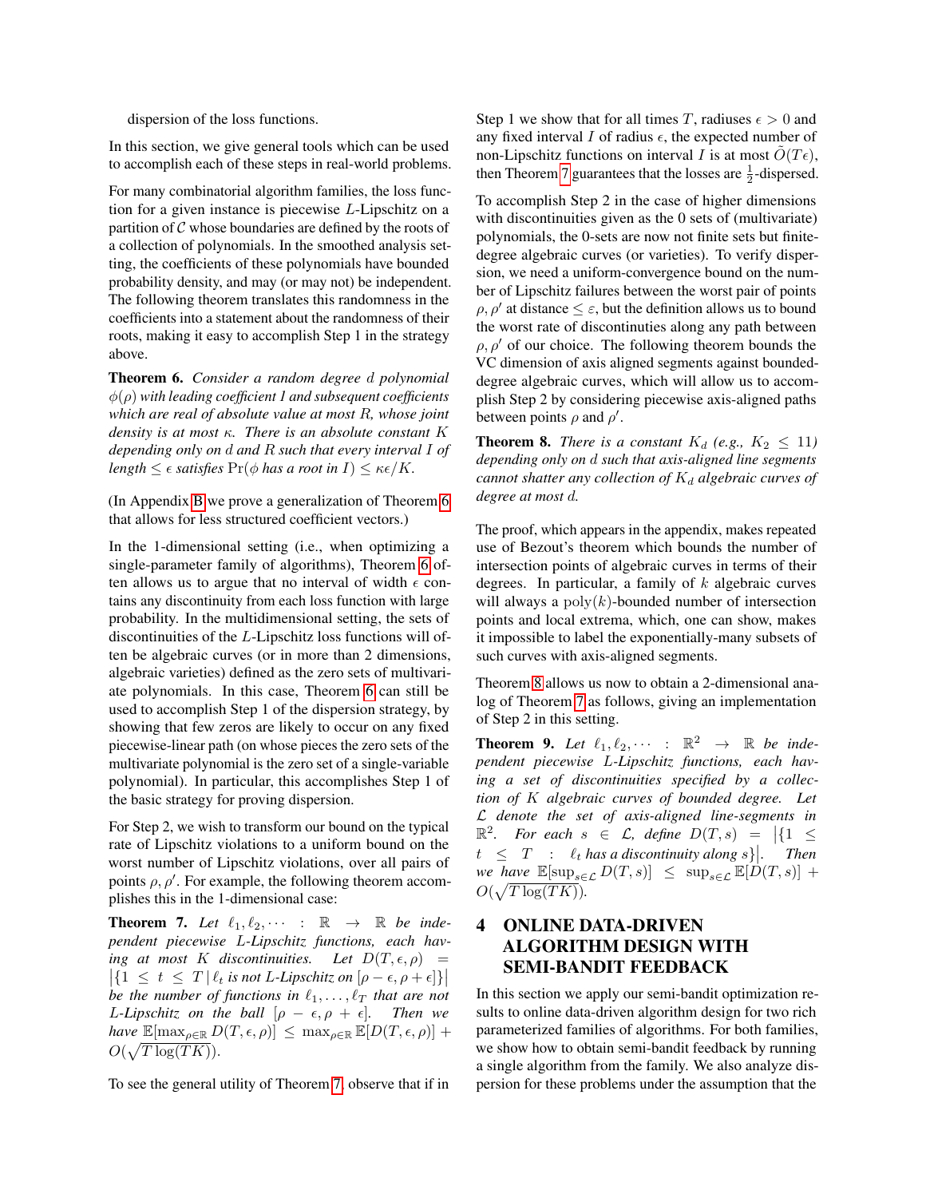dispersion of the loss functions.

In this section, we give general tools which can be used to accomplish each of these steps in real-world problems.

For many combinatorial algorithm families, the loss function for a given instance is piecewise $L$-Lipschitz on a partition of $\mathcal{C}$ whose boundaries are defined by the roots of a collection of polynomials. In the smoothed analysis setting, the coefficients of these polynomials have bounded probability density, and may (or may not) be independent. The following theorem translates this randomness in the coefficients into a statement about the randomness of their roots, making it easy to accomplish Step 1 in the strategy above.

**Theorem 6.** *Consider a random degree $d$ polynomial $\phi(\rho)$ with leading coefficient 1 and subsequent coefficients which are real of absolute value at most $R$, whose joint density is at most $\kappa$. There is an absolute constant $K$ depending only on $d$ and $R$ such that every interval $I$ of length $\leq \epsilon$ satisfies $\Pr(\phi \text{ has a root in } I) \leq \kappa\epsilon/K$.*

(In Appendix B we prove a generalization of Theorem 6 that allows for less structured coefficient vectors.)

In the 1-dimensional setting (i.e., when optimizing a single-parameter family of algorithms), Theorem 6 often allows us to argue that no interval of width $\epsilon$ contains any discontinuity from each loss function with large probability. In the multidimensional setting, the sets of discontinuities of the $L$-Lipschitz loss functions will often be algebraic curves (or in more than 2 dimensions, algebraic varieties) defined as the zero sets of multivariate polynomials. In this case, Theorem 6 can still be used to accomplish Step 1 of the dispersion strategy, by showing that few zeros are likely to occur on any fixed piecewise-linear path (on whose pieces the zero sets of the multivariate polynomial is the zero set of a single-variable polynomial). In particular, this accomplishes Step 1 of the basic strategy for proving dispersion.

For Step 2, we wish to transform our bound on the typical rate of Lipschitz violations to a uniform bound on the worst number of Lipschitz violations, over all pairs of points $\rho, \rho'$. For example, the following theorem accomplishes this in the 1-dimensional case:

**Theorem 7.** *Let $\ell_1, \ell_2, \cdots : \mathbb{R} \to \mathbb{R}$ be independent piecewise $L$-Lipschitz functions, each having at most $K$ discontinuities. Let $D(T, \epsilon, \rho) = \left|\{1 \leq t \leq T \mid \ell_t \text{ is not } L\text{-Lipschitz on } [\rho - \epsilon, \rho + \epsilon]\}\right|$ be the number of functions in $\ell_1, \ldots, \ell_T$ that are not $L$-Lipschitz on the ball $[\rho - \epsilon, \rho + \epsilon]$. Then we have $\mathbb{E}[\max_{\rho \in \mathbb{R}} D(T, \epsilon, \rho)] \leq \max_{\rho \in \mathbb{R}} \mathbb{E}[D(T, \epsilon, \rho)] + O(\sqrt{T \log(TK)})$.*

To see the general utility of Theorem 7, observe that if in Step 1 we show that for all times $T$, radiuses $\epsilon > 0$ and any fixed interval $I$ of radius $\epsilon$, the expected number of non-Lipschitz functions on interval $I$ is at most $\tilde{O}(T\epsilon)$, then Theorem 7 guarantees that the losses are $\frac{1}{2}$-dispersed.

To accomplish Step 2 in the case of higher dimensions with discontinuities given as the 0 sets of (multivariate) polynomials, the 0-sets are now not finite sets but finite-degree algebraic curves (or varieties). To verify dispersion, we need a uniform-convergence bound on the number of Lipschitz failures between the worst pair of points $\rho, \rho'$ at distance $\leq \varepsilon$, but the definition allows us to bound the worst rate of discontinuities along any path between $\rho, \rho'$ of our choice. The following theorem bounds the VC dimension of axis aligned segments against bounded-degree algebraic curves, which will allow us to accomplish Step 2 by considering piecewise axis-aligned paths between points $\rho$ and $\rho'$.

**Theorem 8.** *There is a constant $K_d$ (e.g., $K_2 \leq 11$) depending only on $d$ such that axis-aligned line segments cannot shatter any collection of $K_d$ algebraic curves of degree at most $d$.*

The proof, which appears in the appendix, makes repeated use of Bezout's theorem which bounds the number of intersection points of algebraic curves in terms of their degrees. In particular, a family of $k$ algebraic curves will always a $\mathrm{poly}(k)$-bounded number of intersection points and local extrema, which, one can show, makes it impossible to label the exponentially-many subsets of such curves with axis-aligned segments.

Theorem 8 allows us now to obtain a 2-dimensional analog of Theorem 7 as follows, giving an implementation of Step 2 in this setting.

**Theorem 9.** *Let $\ell_1, \ell_2, \cdots : \mathbb{R}^2 \to \mathbb{R}$ be independent piecewise $L$-Lipschitz functions, each having a set of discontinuities specified by a collection of $K$ algebraic curves of bounded degree. Let $\mathcal{L}$ denote the set of axis-aligned line-segments in $\mathbb{R}^2$. For each $s \in \mathcal{L}$, define $D(T, s) = \left|\{1 \leq t \leq T : \ell_t \text{ has a discontinuity along } s\}\right|$. Then we have $\mathbb{E}[\sup_{s \in \mathcal{L}} D(T, s)] \leq \sup_{s \in \mathcal{L}} \mathbb{E}[D(T, s)] + O(\sqrt{T \log(TK)})$.*

# 4 ONLINE DATA-DRIVEN ALGORITHM DESIGN WITH SEMI-BANDIT FEEDBACK

In this section we apply our semi-bandit optimization results to online data-driven algorithm design for two rich parameterized families of algorithms. For both families, we show how to obtain semi-bandit feedback by running a single algorithm from the family. We also analyze dispersion for these problems under the assumption that the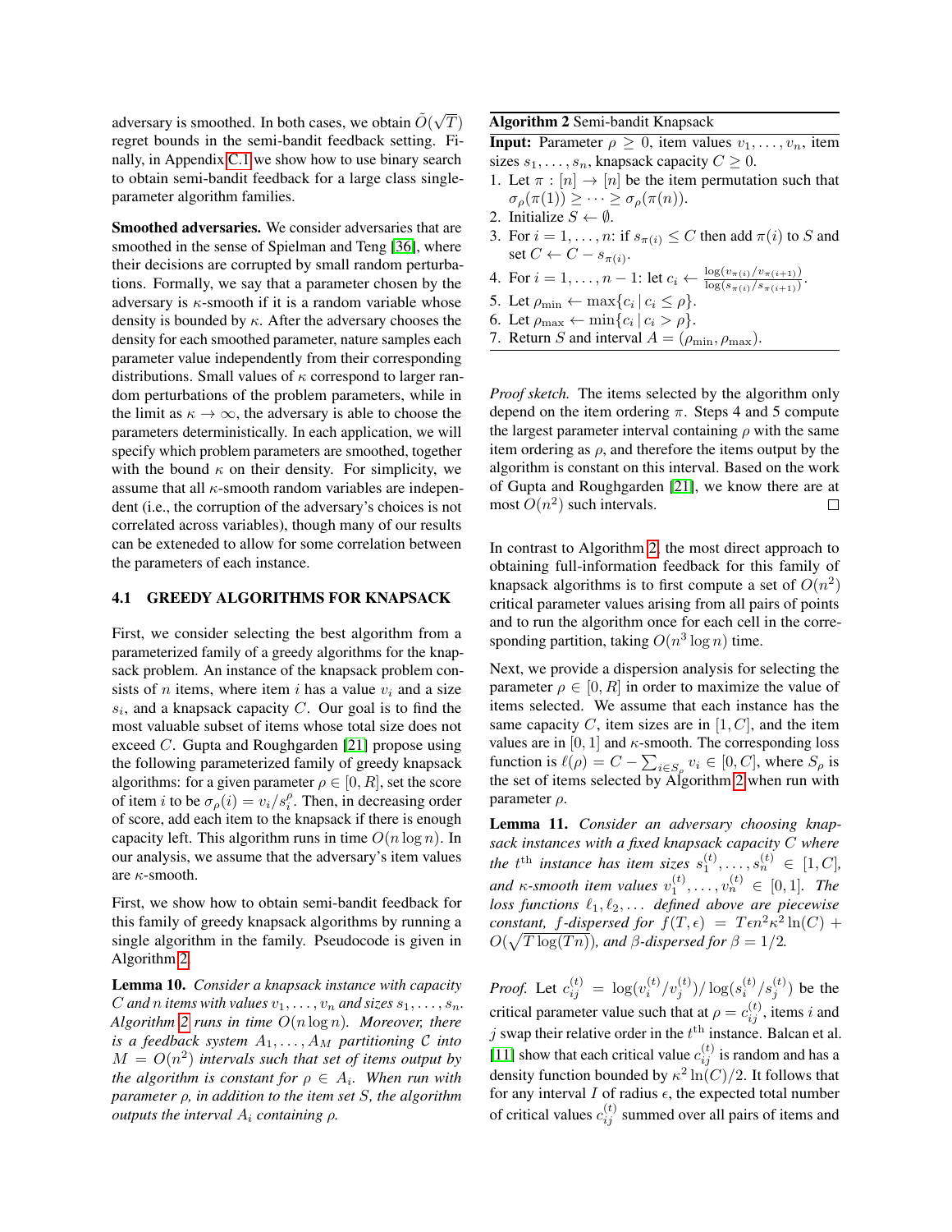adversary is smoothed. In both cases, we obtain $\tilde{O}(\sqrt{T})$ regret bounds in the semi-bandit feedback setting. Finally, in Appendix C.1 we show how to use binary search to obtain semi-bandit feedback for a large class single-parameter algorithm families.

**Smoothed adversaries.** We consider adversaries that are smoothed in the sense of Spielman and Teng [36], where their decisions are corrupted by small random perturbations. Formally, we say that a parameter chosen by the adversary is $\kappa$-smooth if it is a random variable whose density is bounded by $\kappa$. After the adversary chooses the density for each smoothed parameter, nature samples each parameter value independently from their corresponding distributions. Small values of $\kappa$ correspond to larger random perturbations of the problem parameters, while in the limit as $\kappa \to \infty$, the adversary is able to choose the parameters deterministically. In each application, we will specify which problem parameters are smoothed, together with the bound $\kappa$ on their density. For simplicity, we assume that all $\kappa$-smooth random variables are independent (i.e., the corruption of the adversary's choices is not correlated across variables), though many of our results can be exteneded to allow for some correlation between the parameters of each instance.

### 4.1 GREEDY ALGORITHMS FOR KNAPSACK

First, we consider selecting the best algorithm from a parameterized family of a greedy algorithms for the knapsack problem. An instance of the knapsack problem consists of $n$ items, where item $i$ has a value $v_i$ and a size $s_i$, and a knapsack capacity $C$. Our goal is to find the most valuable subset of items whose total size does not exceed $C$. Gupta and Roughgarden [21] propose using the following parameterized family of greedy knapsack algorithms: for a given parameter $\rho \in [0, R]$, set the score of item $i$ to be $\sigma_\rho(i) = v_i / s_i^\rho$. Then, in decreasing order of score, add each item to the knapsack if there is enough capacity left. This algorithm runs in time $O(n \log n)$. In our analysis, we assume that the adversary's item values are $\kappa$-smooth.

First, we show how to obtain semi-bandit feedback for this family of greedy knapsack algorithms by running a single algorithm in the family. Pseudocode is given in Algorithm 2.

**Lemma 10.** *Consider a knapsack instance with capacity $C$ and $n$ items with values $v_1, \dots, v_n$ and sizes $s_1, \dots, s_n$. Algorithm 2 runs in time $O(n \log n)$. Moreover, there is a feedback system $A_1, \dots, A_M$ partitioning $\mathcal{C}$ into $M = O(n^2)$ intervals such that set of items output by the algorithm is constant for $\rho \in A_i$. When run with parameter $\rho$, in addition to the item set $S$, the algorithm outputs the interval $A_i$ containing $\rho$.*

**Algorithm 2** Semi-bandit Knapsack

**Input:** Parameter $\rho \geq 0$, item values $v_1, \dots, v_n$, item sizes $s_1, \dots, s_n$, knapsack capacity $C \geq 0$.

1. Let $\pi : [n] \to [n]$ be the item permutation such that $\sigma_\rho(\pi(1)) \geq \dots \geq \sigma_\rho(\pi(n))$.
2. Initialize $S \leftarrow \emptyset$.
3. For $i = 1, \dots, n$: if $s_{\pi(i)} \leq C$ then add $\pi(i)$ to $S$ and set $C \leftarrow C - s_{\pi(i)}$.
4. For $i = 1, \dots, n-1$: let $c_i \leftarrow \frac{\log(v_{\pi(i)}/v_{\pi(i+1)})}{\log(s_{\pi(i)}/s_{\pi(i+1)})}$.
5. Let $\rho_{\min} \leftarrow \max\{c_i \mid c_i \leq \rho\}$.
6. Let $\rho_{\max} \leftarrow \min\{c_i \mid c_i > \rho\}$.
7. Return $S$ and interval $A = (\rho_{\min}, \rho_{\max})$.

*Proof sketch.* The items selected by the algorithm only depend on the item ordering $\pi$. Steps 4 and 5 compute the largest parameter interval containing $\rho$ with the same item ordering as $\rho$, and therefore the items output by the algorithm is constant on this interval. Based on the work of Gupta and Roughgarden [21], we know there are at most $O(n^2)$ such intervals. $\square$

In contrast to Algorithm 2, the most direct approach to obtaining full-information feedback for this family of knapsack algorithms is to first compute a set of $O(n^2)$ critical parameter values arising from all pairs of points and to run the algorithm once for each cell in the corresponding partition, taking $O(n^3 \log n)$ time.

Next, we provide a dispersion analysis for selecting the parameter $\rho \in [0, R]$ in order to maximize the value of items selected. We assume that each instance has the same capacity $C$, item sizes are in $[1, C]$, and the item values are in $[0, 1]$ and $\kappa$-smooth. The corresponding loss function is $\ell(\rho) = C - \sum_{i \in S_\rho} v_i \in [0, C]$, where $S_\rho$ is the set of items selected by Algorithm 2 when run with parameter $\rho$.

**Lemma 11.** *Consider an adversary choosing knapsack instances with a fixed knapsack capacity $C$ where the $t^{\text{th}}$ instance has item sizes $s_1^{(t)}, \dots, s_n^{(t)} \in [1, C]$, and $\kappa$-smooth item values $v_1^{(t)}, \dots, v_n^{(t)} \in [0, 1]$. The loss functions $\ell_1, \ell_2, \dots$ defined above are piecewise constant, $f$-dispersed for $f(T, \epsilon) = T\epsilon n^2 \kappa^2 \ln(C) + O(\sqrt{T \log(Tn)})$, and $\beta$-dispersed for $\beta = 1/2$.*

*Proof.* Let $c_{ij}^{(t)} = \log(v_i^{(t)}/v_j^{(t)}) / \log(s_i^{(t)}/s_j^{(t)})$ be the critical parameter value such that at $\rho = c_{ij}^{(t)}$, items $i$ and $j$ swap their relative order in the $t^{\text{th}}$ instance. Balcan et al. [11] show that each critical value $c_{ij}^{(t)}$ is random and has a density function bounded by $\kappa^2 \ln(C)/2$. It follows that for any interval $I$ of radius $\epsilon$, the expected total number of critical values $c_{ij}^{(t)}$ summed over all pairs of items and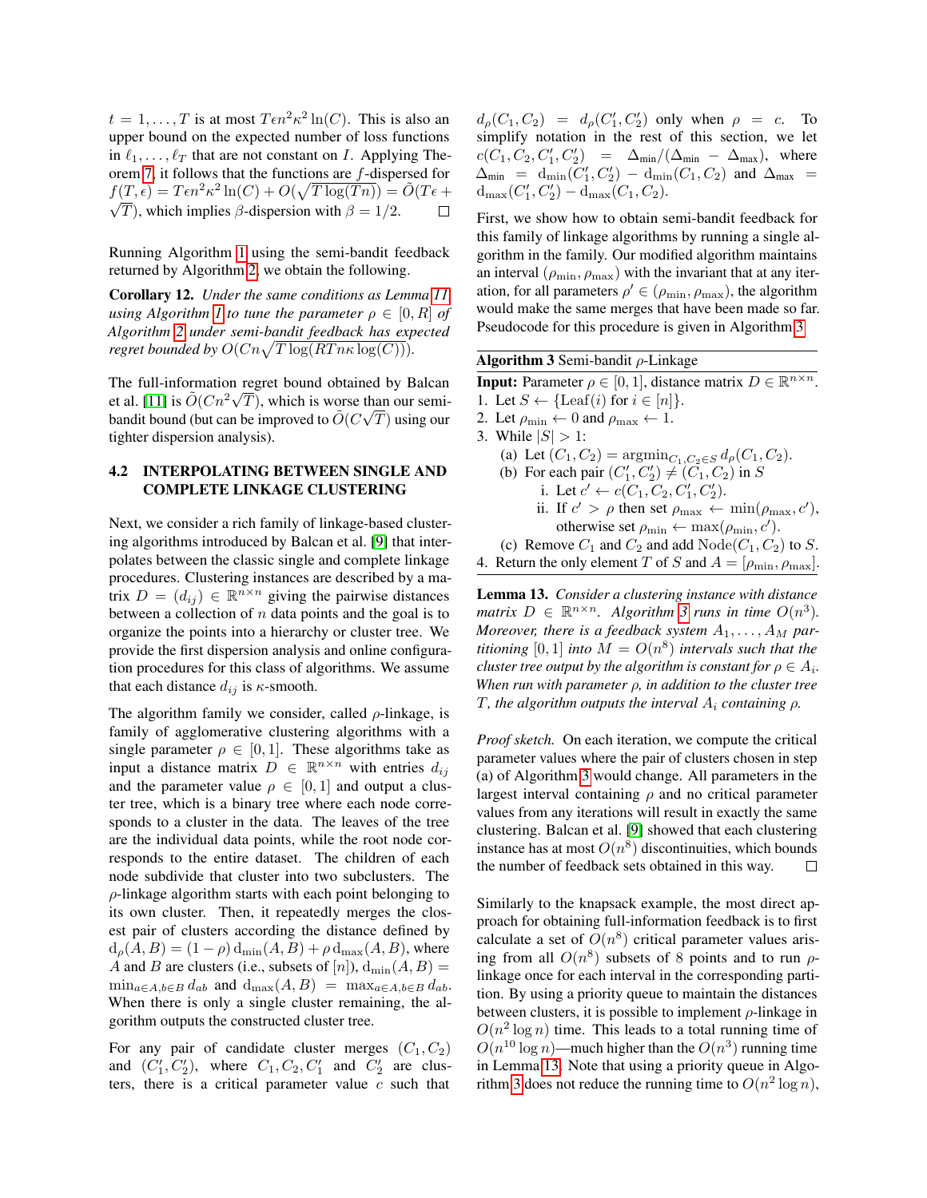$t = 1, \ldots, T$ is at most $T\epsilon n^2 \kappa^2 \ln(C)$. This is also an upper bound on the expected number of loss functions in $\ell_1, \ldots, \ell_T$ that are not constant on $I$. Applying Theorem 7, it follows that the functions are $f$-dispersed for $f(T, \epsilon) = T\epsilon n^2 \kappa^2 \ln(C) + O(\sqrt{T \log(Tn)}) = \tilde{O}(T\epsilon + \sqrt{T})$, which implies $\beta$-dispersion with $\beta = 1/2$. $\square$

Running Algorithm 1 using the semi-bandit feedback returned by Algorithm 2, we obtain the following.

**Corollary 12.** *Under the same conditions as Lemma 11, using Algorithm 1 to tune the parameter $\rho \in [0, R]$ of Algorithm 2 under semi-bandit feedback has expected regret bounded by $O(Cn\sqrt{T \log(RTn\kappa \log(C))})$.*

The full-information regret bound obtained by Balcan et al. [11] is $\tilde{O}(Cn^2\sqrt{T})$, which is worse than our semi-bandit bound (but can be improved to $\tilde{O}(C\sqrt{T})$ using our tighter dispersion analysis).

### 4.2 INTERPOLATING BETWEEN SINGLE AND COMPLETE LINKAGE CLUSTERING

Next, we consider a rich family of linkage-based clustering algorithms introduced by Balcan et al. [9] that interpolates between the classic single and complete linkage procedures. Clustering instances are described by a matrix $D = (d_{ij}) \in \mathbb{R}^{n \times n}$ giving the pairwise distances between a collection of $n$ data points and the goal is to organize the points into a hierarchy or cluster tree. We provide the first dispersion analysis and online configuration procedures for this class of algorithms. We assume that each distance $d_{ij}$ is $\kappa$-smooth.

The algorithm family we consider, called $\rho$-linkage, is family of agglomerative clustering algorithms with a single parameter $\rho \in [0, 1]$. These algorithms take as input a distance matrix $D \in \mathbb{R}^{n \times n}$ with entries $d_{ij}$ and the parameter value $\rho \in [0, 1]$ and output a cluster tree, which is a binary tree where each node corresponds to a cluster in the data. The leaves of the tree are the individual data points, while the root node corresponds to the entire dataset. The children of each node subdivide that cluster into two subclusters. The $\rho$-linkage algorithm starts with each point belonging to its own cluster. Then, it repeatedly merges the closest pair of clusters according the distance defined by $\mathrm{d}_\rho(A, B) = (1-\rho)\,\mathrm{d}_{\min}(A, B) + \rho\,\mathrm{d}_{\max}(A, B)$, where $A$ and $B$ are clusters (i.e., subsets of $[n]$), $\mathrm{d}_{\min}(A, B) = \min_{a \in A, b \in B} d_{ab}$ and $\mathrm{d}_{\max}(A, B) = \max_{a \in A, b \in B} d_{ab}$. When there is only a single cluster remaining, the algorithm outputs the constructed cluster tree.

For any pair of candidate cluster merges $(C_1, C_2)$ and $(C_1', C_2')$, where $C_1, C_2, C_1'$ and $C_2'$ are clusters, there is a critical parameter value $c$ such that $d_\rho(C_1, C_2) = d_\rho(C_1', C_2')$ only when $\rho = c$. To simplify notation in the rest of this section, we let $c(C_1, C_2, C_1', C_2') = \Delta_{\min}/(\Delta_{\min} - \Delta_{\max})$, where $\Delta_{\min} = \mathrm{d}_{\min}(C_1', C_2') - \mathrm{d}_{\min}(C_1, C_2)$ and $\Delta_{\max} = \mathrm{d}_{\max}(C_1', C_2') - \mathrm{d}_{\max}(C_1, C_2)$.

First, we show how to obtain semi-bandit feedback for this family of linkage algorithms by running a single algorithm in the family. Our modified algorithm maintains an interval $(\rho_{\min}, \rho_{\max})$ with the invariant that at any iteration, for all parameters $\rho' \in (\rho_{\min}, \rho_{\max})$, the algorithm would make the same merges that have been made so far. Pseudocode for this procedure is given in Algorithm 3.

**Algorithm 3** Semi-bandit $\rho$-Linkage

**Input:** Parameter $\rho \in [0, 1]$, distance matrix $D \in \mathbb{R}^{n \times n}$.

1. Let $S \leftarrow \{\mathrm{Leaf}(i) \text{ for } i \in [n]\}$.
2. Let $\rho_{\min} \leftarrow 0$ and $\rho_{\max} \leftarrow 1$.
3. While $|S| > 1$:
   (a) Let $(C_1, C_2) = \mathrm{argmin}_{C_1, C_2 \in S}\, d_\rho(C_1, C_2)$.
   (b) For each pair $(C_1', C_2') \neq (C_1, C_2)$ in $S$
      i. Let $c' \leftarrow c(C_1, C_2, C_1', C_2')$.
      ii. If $c' > \rho$ then set $\rho_{\max} \leftarrow \min(\rho_{\max}, c')$, otherwise set $\rho_{\min} \leftarrow \max(\rho_{\min}, c')$.
   (c) Remove $C_1$ and $C_2$ and add $\mathrm{Node}(C_1, C_2)$ to $S$.
4. Return the only element $T$ of $S$ and $A = [\rho_{\min}, \rho_{\max}]$.

**Lemma 13.** *Consider a clustering instance with distance matrix $D \in \mathbb{R}^{n \times n}$. Algorithm 3 runs in time $O(n^3)$. Moreover, there is a feedback system $A_1, \ldots, A_M$ partitioning $[0, 1]$ into $M = O(n^8)$ intervals such that the cluster tree output by the algorithm is constant for $\rho \in A_i$. When run with parameter $\rho$, in addition to the cluster tree $T$, the algorithm outputs the interval $A_i$ containing $\rho$.*

*Proof sketch.* On each iteration, we compute the critical parameter values where the pair of clusters chosen in step (a) of Algorithm 3 would change. All parameters in the largest interval containing $\rho$ and no critical parameter values from any iterations will result in exactly the same clustering. Balcan et al. [9] showed that each clustering instance has at most $O(n^8)$ discontinuities, which bounds the number of feedback sets obtained in this way. $\square$

Similarly to the knapsack example, the most direct approach for obtaining full-information feedback is to first calculate a set of $O(n^8)$ critical parameter values arising from all $O(n^8)$ subsets of 8 points and to run $\rho$-linkage once for each interval in the corresponding partition. By using a priority queue to maintain the distances between clusters, it is possible to implement $\rho$-linkage in $O(n^2 \log n)$ time. This leads to a total running time of $O(n^{10} \log n)$—much higher than the $O(n^3)$ running time in Lemma 13. Note that using a priority queue in Algorithm 3 does not reduce the running time to $O(n^2 \log n)$,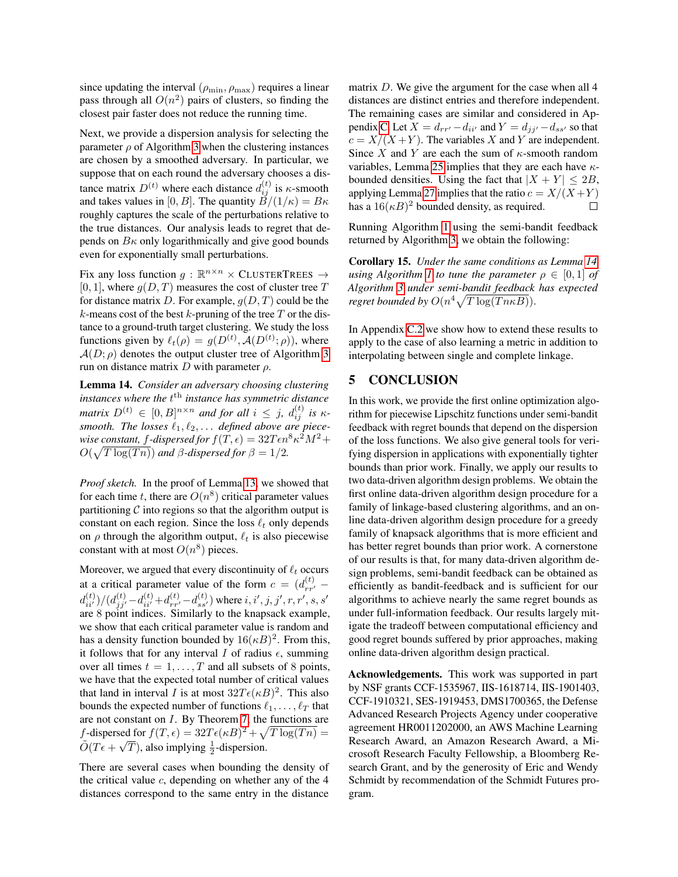since updating the interval $(\rho_{\min}, \rho_{\max})$ requires a linear pass through all $O(n^2)$ pairs of clusters, so finding the closest pair faster does not reduce the running time.

Next, we provide a dispersion analysis for selecting the parameter $\rho$ of Algorithm 3 when the clustering instances are chosen by a smoothed adversary. In particular, we suppose that on each round the adversary chooses a distance matrix $D^{(t)}$ where each distance $d_{ij}^{(t)}$ is $\kappa$-smooth and takes values in $[0, B]$. The quantity $B/(1/\kappa) = B\kappa$ roughly captures the scale of the perturbations relative to the true distances. Our analysis leads to regret that depends on $B\kappa$ only logarithmically and give good bounds even for exponentially small perturbations.

Fix any loss function $g : \mathbb{R}^{n \times n} \times \text{CLUSTERTREES} \to [0, 1]$, where $g(D, T)$ measures the cost of cluster tree $T$ for distance matrix $D$. For example, $g(D, T)$ could be the $k$-means cost of the best $k$-pruning of the tree $T$ or the distance to a ground-truth target clustering. We study the loss functions given by $\ell_t(\rho) = g(D^{(t)}, \mathcal{A}(D^{(t)}; \rho))$, where $\mathcal{A}(D; \rho)$ denotes the output cluster tree of Algorithm 3 run on distance matrix $D$ with parameter $\rho$.

**Lemma 14.** *Consider an adversary choosing clustering instances where the $t^{\text{th}}$ instance has symmetric distance matrix $D^{(t)} \in [0, B]^{n \times n}$ and for all $i \leq j$, $d_{ij}^{(t)}$ is $\kappa$-smooth. The losses $\ell_1, \ell_2, \ldots$ defined above are piecewise constant, $f$-dispersed for $f(T, \epsilon) = 32T\epsilon n^8 \kappa^2 M^2 + O(\sqrt{T \log(Tn)})$ and $\beta$-dispersed for $\beta = 1/2$.*

*Proof sketch.* In the proof of Lemma 13, we showed that for each time $t$, there are $O(n^8)$ critical parameter values partitioning $\mathcal{C}$ into regions so that the algorithm output is constant on each region. Since the loss $\ell_t$ only depends on $\rho$ through the algorithm output, $\ell_t$ is also piecewise constant with at most $O(n^8)$ pieces.

Moreover, we argued that every discontinuity of $\ell_t$ occurs at a critical parameter value of the form $c = (d_{rr'}^{(t)} - d_{ii'}^{(t)})/(d_{jj'}^{(t)} - d_{ii'}^{(t)} + d_{rr'}^{(t)} - d_{ss'}^{(t)})$ where $i, i', j, j', r, r', s, s'$ are 8 point indices. Similarly to the knapsack example, we show that each critical parameter value is random and has a density function bounded by $16(\kappa B)^2$. From this, it follows that for any interval $I$ of radius $\epsilon$, summing over all times $t = 1, \ldots, T$ and all subsets of 8 points, we have that the expected total number of critical values that land in interval $I$ is at most $32T\epsilon(\kappa B)^2$. This also bounds the expected number of functions $\ell_1, \ldots, \ell_T$ that are not constant on $I$. By Theorem 7, the functions are $f$-dispersed for $f(T, \epsilon) = 32T\epsilon(\kappa B)^2 + \sqrt{T \log(Tn)} = \tilde{O}(T\epsilon + \sqrt{T})$, also implying $\frac{1}{2}$-dispersion.

There are several cases when bounding the density of the critical value $c$, depending on whether any of the 4 distances correspond to the same entry in the distance matrix $D$. We give the argument for the case when all 4 distances are distinct entries and therefore independent. The remaining cases are similar and considered in Appendix C. Let $X = d_{rr'} - d_{ii'}$ and $Y = d_{jj'} - d_{ss'}$ so that $c = X/(X+Y)$. The variables $X$ and $Y$ are independent. Since $X$ and $Y$ are each the sum of $\kappa$-smooth random variables, Lemma 25 implies that they are each have $\kappa$-bounded densities. Using the fact that $|X + Y| \leq 2B$, applying Lemma 27 implies that the ratio $c = X/(X+Y)$ has a $16(\kappa B)^2$ bounded density, as required. $\square$

Running Algorithm 1 using the semi-bandit feedback returned by Algorithm 3, we obtain the following:

**Corollary 15.** *Under the same conditions as Lemma 14 using Algorithm 1 to tune the parameter $\rho \in [0, 1]$ of Algorithm 3 under semi-bandit feedback has expected regret bounded by $O(n^4 \sqrt{T \log(Tn\kappa B)})$.*

In Appendix C.2 we show how to extend these results to apply to the case of also learning a metric in addition to interpolating between single and complete linkage.

## 5 CONCLUSION

In this work, we provide the first online optimization algorithm for piecewise Lipschitz functions under semi-bandit feedback with regret bounds that depend on the dispersion of the loss functions. We also give general tools for verifying dispersion in applications with exponentially tighter bounds than prior work. Finally, we apply our results to two data-driven algorithm design problems. We obtain the first online data-driven algorithm design procedure for a family of linkage-based clustering algorithms, and an online data-driven algorithm design procedure for a greedy family of knapsack algorithms that is more efficient and has better regret bounds than prior work. A cornerstone of our results is that, for many data-driven algorithm design problems, semi-bandit feedback can be obtained as efficiently as bandit-feedback and is sufficient for our algorithms to achieve nearly the same regret bounds as under full-information feedback. Our results largely mitigate the tradeoff between computational efficiency and good regret bounds suffered by prior approaches, making online data-driven algorithm design practical.

**Acknowledgements.** This work was supported in part by NSF grants CCF-1535967, IIS-1618714, IIS-1901403, CCF-1910321, SES-1919453, DMS1700365, the Defense Advanced Research Projects Agency under cooperative agreement HR0011202000, an AWS Machine Learning Research Award, an Amazon Research Award, a Microsoft Research Faculty Fellowship, a Bloomberg Research Grant, and by the generosity of Eric and Wendy Schmidt by recommendation of the Schmidt Futures program.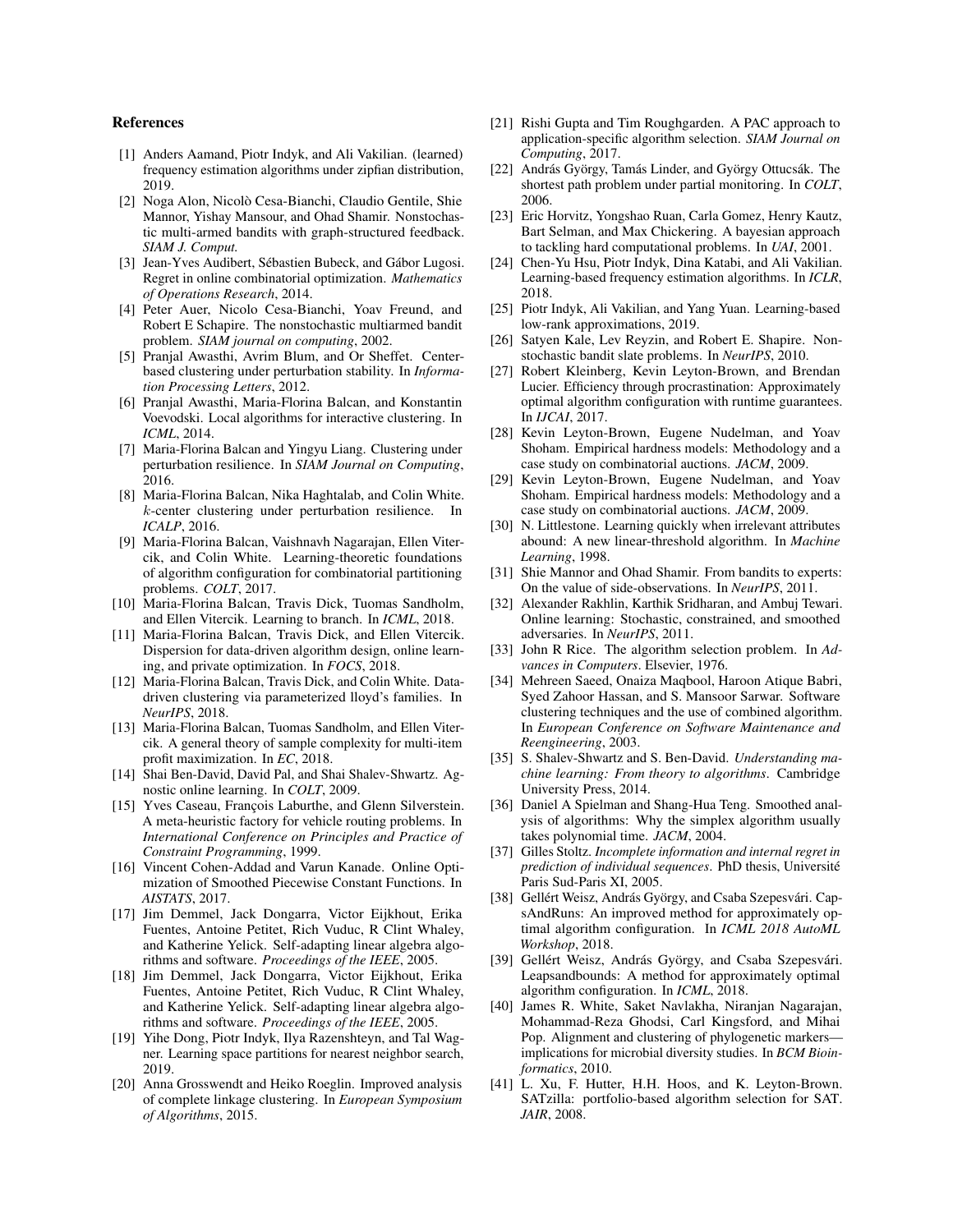## References

[1] Anders Aamand, Piotr Indyk, and Ali Vakilian. (learned) frequency estimation algorithms under zipfian distribution, 2019.

[2] Noga Alon, Nicolò Cesa-Bianchi, Claudio Gentile, Shie Mannor, Yishay Mansour, and Ohad Shamir. Nonstochastic multi-armed bandits with graph-structured feedback. *SIAM J. Comput.*

[3] Jean-Yves Audibert, Sébastien Bubeck, and Gábor Lugosi. Regret in online combinatorial optimization. *Mathematics of Operations Research*, 2014.

[4] Peter Auer, Nicolo Cesa-Bianchi, Yoav Freund, and Robert E Schapire. The nonstochastic multiarmed bandit problem. *SIAM journal on computing*, 2002.

[5] Pranjal Awasthi, Avrim Blum, and Or Sheffet. Center-based clustering under perturbation stability. In *Information Processing Letters*, 2012.

[6] Pranjal Awasthi, Maria-Florina Balcan, and Konstantin Voevodski. Local algorithms for interactive clustering. In *ICML*, 2014.

[7] Maria-Florina Balcan and Yingyu Liang. Clustering under perturbation resilience. In *SIAM Journal on Computing*, 2016.

[8] Maria-Florina Balcan, Nika Haghtalab, and Colin White. $k$-center clustering under perturbation resilience. In *ICALP*, 2016.

[9] Maria-Florina Balcan, Vaishnavh Nagarajan, Ellen Vitercik, and Colin White. Learning-theoretic foundations of algorithm configuration for combinatorial partitioning problems. *COLT*, 2017.

[10] Maria-Florina Balcan, Travis Dick, Tuomas Sandholm, and Ellen Vitercik. Learning to branch. In *ICML*, 2018.

[11] Maria-Florina Balcan, Travis Dick, and Ellen Vitercik. Dispersion for data-driven algorithm design, online learning, and private optimization. In *FOCS*, 2018.

[12] Maria-Florina Balcan, Travis Dick, and Colin White. Data-driven clustering via parameterized lloyd's families. In *NeurIPS*, 2018.

[13] Maria-Florina Balcan, Tuomas Sandholm, and Ellen Vitercik. A general theory of sample complexity for multi-item profit maximization. In *EC*, 2018.

[14] Shai Ben-David, David Pal, and Shai Shalev-Shwartz. Agnostic online learning. In *COLT*, 2009.

[15] Yves Caseau, François Laburthe, and Glenn Silverstein. A meta-heuristic factory for vehicle routing problems. In *International Conference on Principles and Practice of Constraint Programming*, 1999.

[16] Vincent Cohen-Addad and Varun Kanade. Online Optimization of Smoothed Piecewise Constant Functions. In *AISTATS*, 2017.

[17] Jim Demmel, Jack Dongarra, Victor Eijkhout, Erika Fuentes, Antoine Petitet, Rich Vuduc, R Clint Whaley, and Katherine Yelick. Self-adapting linear algebra algorithms and software. *Proceedings of the IEEE*, 2005.

[18] Jim Demmel, Jack Dongarra, Victor Eijkhout, Erika Fuentes, Antoine Petitet, Rich Vuduc, R Clint Whaley, and Katherine Yelick. Self-adapting linear algebra algorithms and software. *Proceedings of the IEEE*, 2005.

[19] Yihe Dong, Piotr Indyk, Ilya Razenshteyn, and Tal Wagner. Learning space partitions for nearest neighbor search, 2019.

[20] Anna Grosswendt and Heiko Roeglin. Improved analysis of complete linkage clustering. In *European Symposium of Algorithms*, 2015.

[21] Rishi Gupta and Tim Roughgarden. A PAC approach to application-specific algorithm selection. *SIAM Journal on Computing*, 2017.

[22] András György, Tamás Linder, and György Ottucsák. The shortest path problem under partial monitoring. In *COLT*, 2006.

[23] Eric Horvitz, Yongshao Ruan, Carla Gomez, Henry Kautz, Bart Selman, and Max Chickering. A bayesian approach to tackling hard computational problems. In *UAI*, 2001.

[24] Chen-Yu Hsu, Piotr Indyk, Dina Katabi, and Ali Vakilian. Learning-based frequency estimation algorithms. In *ICLR*, 2018.

[25] Piotr Indyk, Ali Vakilian, and Yang Yuan. Learning-based low-rank approximations, 2019.

[26] Satyen Kale, Lev Reyzin, and Robert E. Shapire. Nonstochastic bandit slate problems. In *NeurIPS*, 2010.

[27] Robert Kleinberg, Kevin Leyton-Brown, and Brendan Lucier. Efficiency through procrastination: Approximately optimal algorithm configuration with runtime guarantees. In *IJCAI*, 2017.

[28] Kevin Leyton-Brown, Eugene Nudelman, and Yoav Shoham. Empirical hardness models: Methodology and a case study on combinatorial auctions. *JACM*, 2009.

[29] Kevin Leyton-Brown, Eugene Nudelman, and Yoav Shoham. Empirical hardness models: Methodology and a case study on combinatorial auctions. *JACM*, 2009.

[30] N. Littlestone. Learning quickly when irrelevant attributes abound: A new linear-threshold algorithm. In *Machine Learning*, 1998.

[31] Shie Mannor and Ohad Shamir. From bandits to experts: On the value of side-observations. In *NeurIPS*, 2011.

[32] Alexander Rakhlin, Karthik Sridharan, and Ambuj Tewari. Online learning: Stochastic, constrained, and smoothed adversaries. In *NeurIPS*, 2011.

[33] John R Rice. The algorithm selection problem. In *Advances in Computers*. Elsevier, 1976.

[34] Mehreen Saeed, Onaiza Maqbool, Haroon Atique Babri, Syed Zahoor Hassan, and S. Mansoor Sarwar. Software clustering techniques and the use of combined algorithm. In *European Conference on Software Maintenance and Reengineering*, 2003.

[35] S. Shalev-Shwartz and S. Ben-David. *Understanding machine learning: From theory to algorithms*. Cambridge University Press, 2014.

[36] Daniel A Spielman and Shang-Hua Teng. Smoothed analysis of algorithms: Why the simplex algorithm usually takes polynomial time. *JACM*, 2004.

[37] Gilles Stoltz. *Incomplete information and internal regret in prediction of individual sequences*. PhD thesis, Université Paris Sud-Paris XI, 2005.

[38] Gellért Weisz, András György, and Csaba Szepesvári. CapsAndRuns: An improved method for approximately optimal algorithm configuration. In *ICML 2018 AutoML Workshop*, 2018.

[39] Gellért Weisz, András György, and Csaba Szepesvári. Leapsandbounds: A method for approximately optimal algorithm configuration. In *ICML*, 2018.

[40] James R. White, Saket Navlakha, Niranjan Nagarajan, Mohammad-Reza Ghodsi, Carl Kingsford, and Mihai Pop. Alignment and clustering of phylogenetic markers—implications for microbial diversity studies. In *BCM Bioinformatics*, 2010.

[41] L. Xu, F. Hutter, H.H. Hoos, and K. Leyton-Brown. SATzilla: portfolio-based algorithm selection for SAT. *JAIR*, 2008.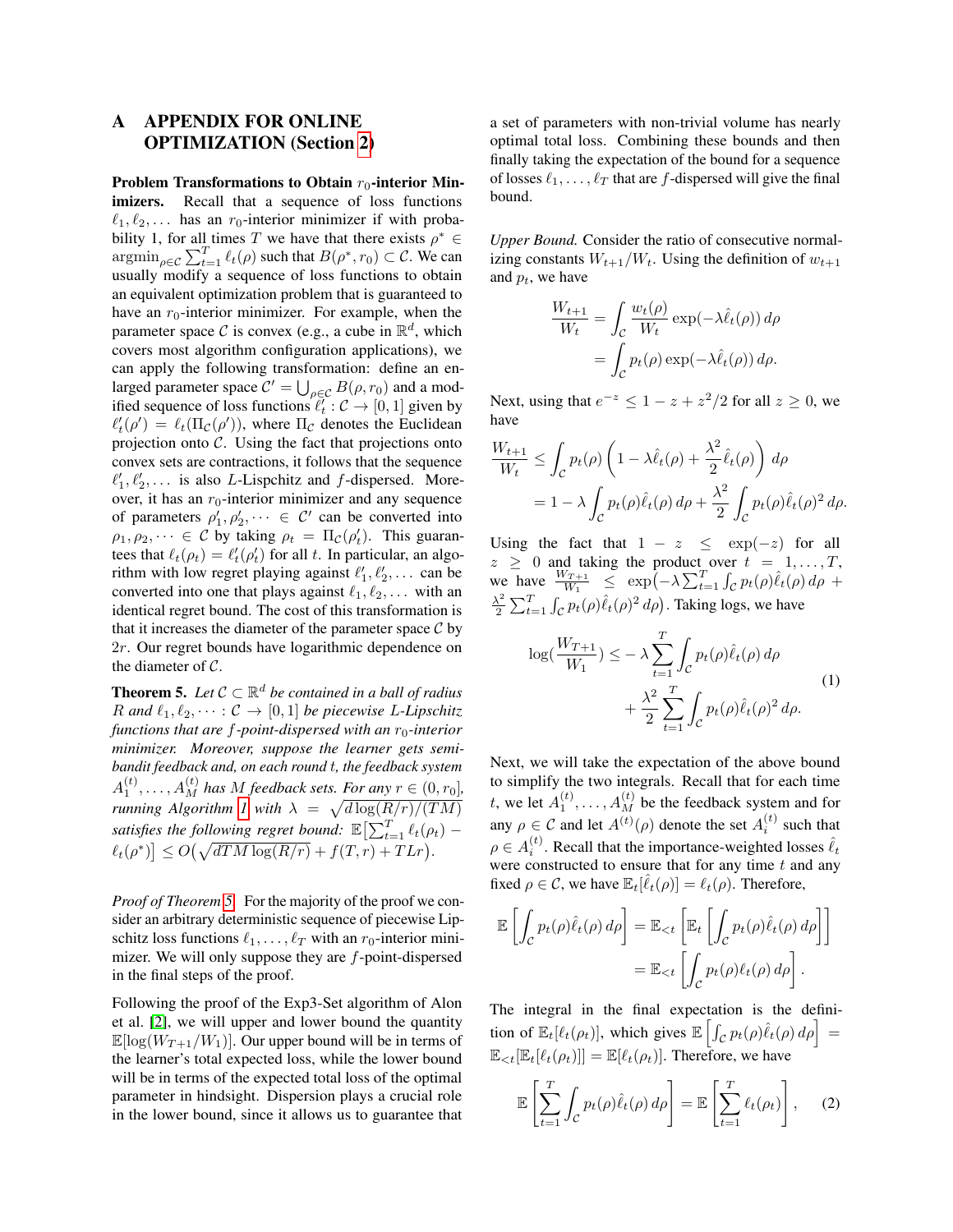# A APPENDIX FOR ONLINE OPTIMIZATION (Section 2)

**Problem Transformations to Obtain $r_0$-interior Minimizers.** Recall that a sequence of loss functions $\ell_1, \ell_2, \dots$ has an $r_0$-interior minimizer if with probability 1, for all times $T$ we have that there exists $\rho^* \in \operatorname{argmin}_{\rho \in \mathcal{C}} \sum_{t=1}^T \ell_t(\rho)$ such that $B(\rho^*, r_0) \subset \mathcal{C}$. We can usually modify a sequence of loss functions to obtain an equivalent optimization problem that is guaranteed to have an $r_0$-interior minimizer. For example, when the parameter space $\mathcal{C}$ is convex (e.g., a cube in $\mathbb{R}^d$, which covers most algorithm configuration applications), we can apply the following transformation: define an enlarged parameter space $\mathcal{C}' = \bigcup_{\rho \in \mathcal{C}} B(\rho, r_0)$ and a modified sequence of loss functions $\ell'_t : \mathcal{C} \to [0,1]$ given by $\ell'_t(\rho') = \ell_t(\Pi_{\mathcal{C}}(\rho'))$, where $\Pi_{\mathcal{C}}$ denotes the Euclidean projection onto $\mathcal{C}$. Using the fact that projections onto convex sets are contractions, it follows that the sequence $\ell'_1, \ell'_2, \dots$ is also $L$-Lispchitz and $f$-dispersed. Moreover, it has an $r_0$-interior minimizer and any sequence of parameters $\rho'_1, \rho'_2, \dots \in \mathcal{C}'$ can be converted into $\rho_1, \rho_2, \dots \in \mathcal{C}$ by using $\rho_t = \Pi_{\mathcal{C}}(\rho'_t)$. This guarantees that $\ell_t(\rho_t) = \ell'_t(\rho'_t)$ for all $t$. In particular, an algorithm with low regret playing against $\ell'_1, \ell'_2, \dots$ can be converted into one that plays against $\ell_1, \ell_2, \dots$ with an identical regret bound. The cost of this transformation is that it increases the diameter of the parameter space $\mathcal{C}$ by $2r$. Our regret bounds have logarithmic dependence on the diameter of $\mathcal{C}$.

**Theorem 5.** *Let $\mathcal{C} \subset \mathbb{R}^d$ be contained in a ball of radius $R$ and $\ell_1, \ell_2, \dots : \mathcal{C} \to [0,1]$ be piecewise $L$-Lipschitz functions that are $f$-point-dispersed with an $r_0$-interior minimizer. Moreover, suppose the learner gets semi-bandit feedback and, on each round $t$, the feedback system $A_1^{(t)}, \dots, A_M^{(t)}$ has $M$ feedback sets. For any $r \in (0, r_0]$, running Algorithm 1 with $\lambda = \sqrt{d \log(R/r)/(TM)}$ satisfies the following regret bound: $\mathbb{E}\big[\sum_{t=1}^T \ell_t(\rho_t) - \ell_t(\rho^*)\big] \le O\big(\sqrt{dTM \log(R/r)} + f(T,r) + TLr\big)$.*

*Proof of Theorem 5.* For the majority of the proof we consider an arbitrary deterministic sequence of piecewise Lipschitz loss functions $\ell_1, \dots, \ell_T$ with an $r_0$-interior minimizer. We will only suppose they are $f$-point-dispersed in the final steps of the proof.

Following the proof of the Exp3-Set algorithm of Alon et al. [2], we will upper and lower bound the quantity $\mathbb{E}[\log(W_{T+1}/W_1)]$. Our upper bound will be in terms of the learner's total expected loss, while the lower bound will be in terms of the expected total loss of the optimal parameter in hindsight. Dispersion plays a crucial role in the lower bound, since it allows us to guarantee that a set of parameters with non-trivial volume has nearly optimal total loss. Combining these bounds and then finally taking the expectation of the bound for a sequence of losses $\ell_1, \dots, \ell_T$ that are $f$-dispersed will give the final bound.

*Upper Bound.* Consider the ratio of consecutive normalizing constants $W_{t+1}/W_t$. Using the definition of $w_{t+1}$ and $p_t$, we have

$$\frac{W_{t+1}}{W_t} = \int_{\mathcal{C}} \frac{w_t(\rho)}{W_t} \exp(-\lambda \hat{\ell}_t(\rho))\, d\rho = \int_{\mathcal{C}} p_t(\rho) \exp(-\lambda \hat{\ell}_t(\rho))\, d\rho.$$

Next, using that $e^{-z} \le 1 - z + z^2/2$ for all $z \ge 0$, we have

$$\frac{W_{t+1}}{W_t} \le \int_{\mathcal{C}} p_t(\rho) \left(1 - \lambda \hat{\ell}_t(\rho) + \frac{\lambda^2}{2} \hat{\ell}_t(\rho)\right) d\rho = 1 - \lambda \int_{\mathcal{C}} p_t(\rho) \hat{\ell}_t(\rho)\, d\rho + \frac{\lambda^2}{2} \int_{\mathcal{C}} p_t(\rho) \hat{\ell}_t(\rho)^2\, d\rho.$$

Using the fact that $1 - z \le \exp(-z)$ for all $z \ge 0$ and taking the product over $t = 1, \dots, T$, we have $\frac{W_{T+1}}{W_1} \le \exp\big(-\lambda \sum_{t=1}^T \int_{\mathcal{C}} p_t(\rho) \hat{\ell}_t(\rho)\, d\rho + \frac{\lambda^2}{2} \sum_{t=1}^T \int_{\mathcal{C}} p_t(\rho) \hat{\ell}_t(\rho)^2\, d\rho\big)$. Taking logs, we have

$$\log\left(\frac{W_{T+1}}{W_1}\right) \le -\lambda \sum_{t=1}^T \int_{\mathcal{C}} p_t(\rho) \hat{\ell}_t(\rho)\, d\rho + \frac{\lambda^2}{2} \sum_{t=1}^T \int_{\mathcal{C}} p_t(\rho) \hat{\ell}_t(\rho)^2\, d\rho. \tag{1}$$

Next, we will take the expectation of the above bound to simplify the two integrals. Recall that for each time $t$, we let $A_1^{(t)}, \dots, A_M^{(t)}$ be the feedback system and for any $\rho \in \mathcal{C}$ and let $A^{(t)}(\rho)$ denote the set $A_i^{(t)}$ such that $\rho \in A_i^{(t)}$. Recall that the importance-weighted losses $\hat{\ell}_t$ were constructed to ensure that for any time $t$ and any fixed $\rho \in \mathcal{C}$, we have $\mathbb{E}_t[\hat{\ell}_t(\rho)] = \ell_t(\rho)$. Therefore,

$$\mathbb{E}\left[\int_{\mathcal{C}} p_t(\rho) \hat{\ell}_t(\rho)\, d\rho\right] = \mathbb{E}_{<t}\left[\mathbb{E}_t\left[\int_{\mathcal{C}} p_t(\rho) \hat{\ell}_t(\rho)\, d\rho\right]\right] = \mathbb{E}_{<t}\left[\int_{\mathcal{C}} p_t(\rho) \ell_t(\rho)\, d\rho\right].$$

The integral in the final expectation is the definition of $\mathbb{E}_t[\ell_t(\rho_t)]$, which gives $\mathbb{E}\left[\int_{\mathcal{C}} p_t(\rho) \hat{\ell}_t(\rho)\, d\rho\right] = \mathbb{E}_{<t}[\mathbb{E}_t[\ell_t(\rho_t)]] = \mathbb{E}[\ell_t(\rho_t)]$. Therefore, we have

$$\mathbb{E}\left[\sum_{t=1}^T \int_{\mathcal{C}} p_t(\rho) \hat{\ell}_t(\rho)\, d\rho\right] = \mathbb{E}\left[\sum_{t=1}^T \ell_t(\rho_t)\right], \tag{2}$$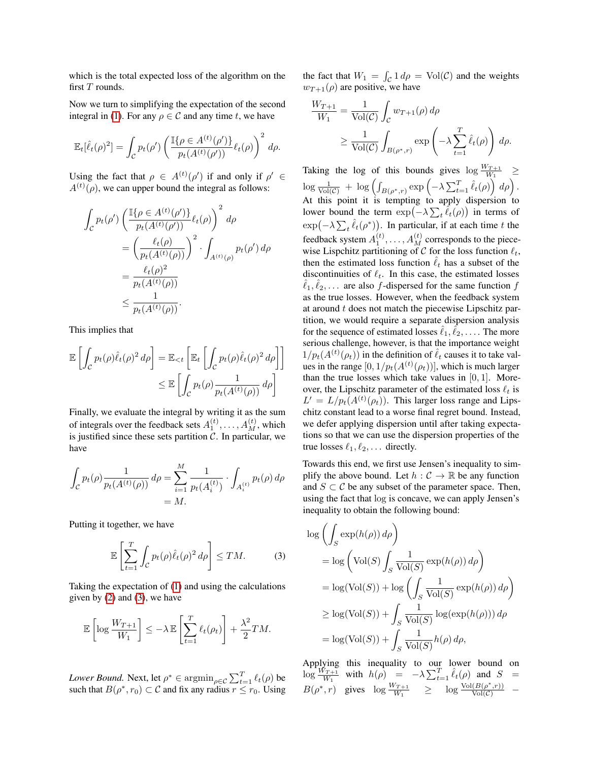which is the total expected loss of the algorithm on the first $T$ rounds.

Now we turn to simplifying the expectation of the second integral in (1). For any $\rho \in \mathcal{C}$ and any time $t$, we have

$$\mathbb{E}_t[\hat{\ell}_t(\rho)^2] = \int_{\mathcal{C}} p_t(\rho') \left( \frac{\mathbb{I}\{\rho \in A^{(t)}(\rho')\}}{p_t(A^{(t)}(\rho'))} \ell_t(\rho) \right)^2 d\rho.$$

Using the fact that $\rho \in A^{(t)}(\rho')$ if and only if $\rho' \in A^{(t)}(\rho)$, we can upper bound the integral as follows:

$$\begin{aligned}
\int_{\mathcal{C}} p_t(\rho') \left( \frac{\mathbb{I}\{\rho \in A^{(t)}(\rho')\}}{p_t(A^{(t)}(\rho'))} \ell_t(\rho) \right)^2 d\rho
&= \left( \frac{\ell_t(\rho)}{p_t(A^{(t)}(\rho))} \right)^2 \cdot \int_{A^{(t)}(\rho)} p_t(\rho')\, d\rho \\
&= \frac{\ell_t(\rho)^2}{p_t(A^{(t)}(\rho))} \\
&\le \frac{1}{p_t(A^{(t)}(\rho))}.
\end{aligned}$$

This implies that

$$\begin{aligned}
\mathbb{E}\left[ \int_{\mathcal{C}} p_t(\rho) \hat{\ell}_t(\rho)^2 \, d\rho \right] &= \mathbb{E}_{<t}\left[ \mathbb{E}_t \left[ \int_{\mathcal{C}} p_t(\rho) \hat{\ell}_t(\rho)^2 \, d\rho \right] \right] \\
&\le \mathbb{E}\left[ \int_{\mathcal{C}} p_t(\rho) \frac{1}{p_t(A^{(t)}(\rho))} \, d\rho \right]
\end{aligned}$$

Finally, we evaluate the integral by writing it as the sum of integrals over the feedback sets $A_1^{(t)}, \dots, A_M^{(t)}$, which is justified since these sets partition $\mathcal{C}$. In particular, we have

$$\begin{aligned}
\int_{\mathcal{C}} p_t(\rho) \frac{1}{p_t(A^{(t)}(\rho))} \, d\rho &= \sum_{i=1}^{M} \frac{1}{p_t(A_i^{(t)})} \cdot \int_{A_i^{(t)}} p_t(\rho) \, d\rho \\
&= M.
\end{aligned}$$

Putting it together, we have

$$\mathbb{E}\left[ \sum_{t=1}^{T} \int_{\mathcal{C}} p_t(\rho) \hat{\ell}_t(\rho)^2 \, d\rho \right] \le TM. \tag{3}$$

Taking the expectation of (1) and using the calculations given by (2) and (3), we have

$$\mathbb{E}\left[ \log \frac{W_{T+1}}{W_1} \right] \le -\lambda \, \mathbb{E}\left[ \sum_{t=1}^{T} \ell_t(\rho_t) \right] + \frac{\lambda^2}{2} TM.$$

*Lower Bound.* Next, let $\rho^* \in \operatorname{argmin}_{\rho \in \mathcal{C}} \sum_{t=1}^{T} \ell_t(\rho)$ be such that $B(\rho^*, r_0) \subset \mathcal{C}$ and fix any radius $r \le r_0$. Using the fact that $W_1 = \int_{\mathcal{C}} 1 \, d\rho = \operatorname{Vol}(\mathcal{C})$ and the weights $w_{T+1}(\rho)$ are positive, we have

$$\begin{aligned}
\frac{W_{T+1}}{W_1} &= \frac{1}{\operatorname{Vol}(\mathcal{C})} \int_{\mathcal{C}} w_{T+1}(\rho) \, d\rho \\
&\ge \frac{1}{\operatorname{Vol}(\mathcal{C})} \int_{B(\rho^*, r)} \exp\left( -\lambda \sum_{t=1}^{T} \hat{\ell}_t(\rho) \right) d\rho.
\end{aligned}$$

Taking the log of this bounds gives $\log \frac{W_{T+1}}{W_1} \ge \log \frac{1}{\operatorname{Vol}(\mathcal{C})} + \log \left( \int_{B(\rho^*, r)} \exp\left( -\lambda \sum_{t=1}^{T} \hat{\ell}_t(\rho) \right) d\rho \right)$. At this point it is tempting to apply dispersion to lower bound the term $\exp(-\lambda \sum_t \hat{\ell}_t(\rho))$ in terms of $\exp(-\lambda \sum_t \hat{\ell}_t(\rho^*))$. In particular, if at each time $t$ the feedback system $A_1^{(t)}, \dots, A_M^{(t)}$ corresponds to the piecewise Lispchitz partitioning of $\mathcal{C}$ for the loss function $\ell_t$, then the estimated loss function $\hat{\ell}_t$ has a subset of the discontinuities of $\ell_t$. In this case, the estimated losses $\hat{\ell}_1, \hat{\ell}_2, \dots$ are also $f$-dispersed for the same function $f$ as the true losses. However, when the feedback system at around $t$ does not match the piecewise Lipschitz partition, we would require a separate dispersion analysis for the sequence of estimated losses $\hat{\ell}_1, \hat{\ell}_2, \dots$. The more serious challenge, however, is that the importance weight $1/p_t(A^{(t)}(\rho_t))$ in the definition of $\hat{\ell}_t$ causes it to take values in the range $[0, 1/p_t(A^{(t)}(\rho_t))]$, which is much larger than the true losses which take values in $[0, 1]$. Moreover, the Lipschitz parameter of the estimated loss $\ell_t$ is $L' = L/p_t(A^{(t)}(\rho_t))$. This larger loss range and Lipschitz constant lead to a worse final regret bound. Instead, we defer applying dispersion until after taking expectations so that we can use the dispersion properties of the true losses $\ell_1, \ell_2, \dots$ directly.

Towards this end, we first use Jensen's inequality to simplify the above bound. Let $h : \mathcal{C} \to \mathbb{R}$ be any function and $S \subset \mathcal{C}$ be any subset of the parameter space. Then, using the fact that $\log$ is concave, we can apply Jensen's inequality to obtain the following bound:

$$\begin{aligned}
&\log \left( \int_S \exp(h(\rho)) \, d\rho \right) \\
&= \log \left( \operatorname{Vol}(S) \int_S \frac{1}{\operatorname{Vol}(S)} \exp(h(\rho)) \, d\rho \right) \\
&= \log(\operatorname{Vol}(S)) + \log \left( \int_S \frac{1}{\operatorname{Vol}(S)} \exp(h(\rho)) \, d\rho \right) \\
&\ge \log(\operatorname{Vol}(S)) + \int_S \frac{1}{\operatorname{Vol}(S)} \log(\exp(h(\rho))) \, d\rho \\
&= \log(\operatorname{Vol}(S)) + \int_S \frac{1}{\operatorname{Vol}(S)} h(\rho) \, d\rho,
\end{aligned}$$

Applying this inequality to our lower bound on $\log \frac{W_{T+1}}{W_1}$ with $h(\rho) = -\lambda \sum_{t=1}^{T} \hat{\ell}_t(\rho)$ and $S = B(\rho^*, r)$ gives $\log \frac{W_{T+1}}{W_1} \ge \log \frac{\operatorname{Vol}(B(\rho^*, r))}{\operatorname{Vol}(\mathcal{C})} -$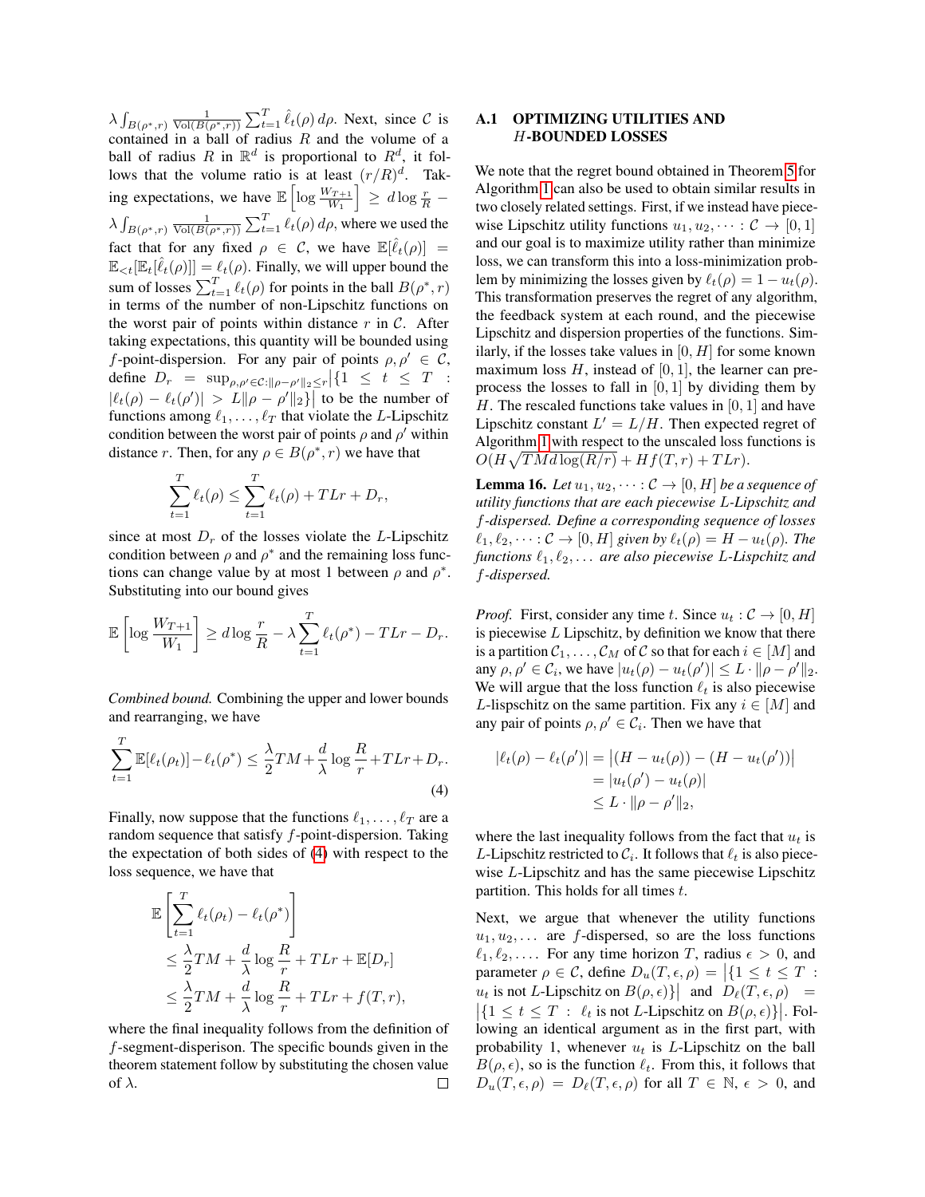$\lambda \int_{B(\rho^*,r)} \frac{1}{\mathrm{Vol}(B(\rho^*,r))} \sum_{t=1}^T \hat{\ell}_t(\rho)\, d\rho$. Next, since $\mathcal{C}$ is contained in a ball of radius $R$ and the volume of a ball of radius $R$ in $\mathbb{R}^d$ is proportional to $R^d$, it follows that the volume ratio is at least $(r/R)^d$. Taking expectations, we have $\mathbb{E}\left[\log \frac{W_{T+1}}{W_1}\right] \geq d \log \frac{r}{R} - \lambda \int_{B(\rho^*,r)} \frac{1}{\mathrm{Vol}(B(\rho^*,r))} \sum_{t=1}^T \ell_t(\rho)\, d\rho$, where we used the fact that for any fixed $\rho \in \mathcal{C}$, we have $\mathbb{E}[\hat{\ell}_t(\rho)] = \mathbb{E}_{<t}[\mathbb{E}_t[\hat{\ell}_t(\rho)]] = \ell_t(\rho)$. Finally, we will upper bound the sum of losses $\sum_{t=1}^T \ell_t(\rho)$ for points in the ball $B(\rho^*, r)$ in terms of the number of non-Lipschitz functions on the worst pair of points within distance $r$ in $\mathcal{C}$. After taking expectations, this quantity will be bounded using $f$-point-dispersion. For any pair of points $\rho, \rho' \in \mathcal{C}$, define $D_r = \sup_{\rho,\rho' \in \mathcal{C} : \|\rho - \rho'\|_2 \leq r} \left|\{1 \leq t \leq T : |\ell_t(\rho) - \ell_t(\rho')| > L\|\rho - \rho'\|_2\}\right|$ to be the number of functions among $\ell_1, \dots, \ell_T$ that violate the $L$-Lipschitz condition between the worst pair of points $\rho$ and $\rho'$ within distance $r$. Then, for any $\rho \in B(\rho^*, r)$ we have that

$$\sum_{t=1}^T \ell_t(\rho) \leq \sum_{t=1}^T \ell_t(\rho) + TLr + D_r,$$

since at most $D_r$ of the losses violate the $L$-Lipschitz condition between $\rho$ and $\rho^*$ and the remaining loss functions can change value by at most 1 between $\rho$ and $\rho^*$. Substituting into our bound gives

$$\mathbb{E}\left[\log \frac{W_{T+1}}{W_1}\right] \geq d \log \frac{r}{R} - \lambda \sum_{t=1}^T \ell_t(\rho^*) - TLr - D_r.$$

*Combined bound.* Combining the upper and lower bounds and rearranging, we have

$$\sum_{t=1}^T \mathbb{E}[\ell_t(\rho_t)] - \ell_t(\rho^*) \leq \frac{\lambda}{2} TM + \frac{d}{\lambda} \log \frac{R}{r} + TLr + D_r. \tag{4}$$

Finally, now suppose that the functions $\ell_1, \dots, \ell_T$ are a random sequence that satisfy $f$-point-dispersion. Taking the expectation of both sides of (4) with respect to the loss sequence, we have that

$$\begin{aligned}
&\mathbb{E}\left[\sum_{t=1}^T \ell_t(\rho_t) - \ell_t(\rho^*)\right] \\
&\leq \frac{\lambda}{2} TM + \frac{d}{\lambda} \log \frac{R}{r} + TLr + \mathbb{E}[D_r] \\
&\leq \frac{\lambda}{2} TM + \frac{d}{\lambda} \log \frac{R}{r} + TLr + f(T, r),
\end{aligned}$$

where the final inequality follows from the definition of $f$-segment-disperison. The specific bounds given in the theorem statement follow by substituting the chosen value of $\lambda$. $\square$

### A.1 OPTIMIZING UTILITIES AND $H$-BOUNDED LOSSES

We note that the regret bound obtained in Theorem 5 for Algorithm 1 can also be used to obtain similar results in two closely related settings. First, if we instead have piecewise Lipschitz utility functions $u_1, u_2, \dots : \mathcal{C} \to [0, 1]$ and our goal is to maximize utility rather than minimize loss, we can transform this into a loss-minimization problem by minimizing the losses given by $\ell_t(\rho) = 1 - u_t(\rho)$. This transformation preserves the regret of any algorithm, the feedback system at each round, and the piecewise Lipschitz and dispersion properties of the functions. Similarly, if the losses take values in $[0, H]$ for some known maximum loss $H$, instead of $[0, 1]$, the learner can preprocess the losses to fall in $[0, 1]$ by dividing them by $H$. The rescaled functions take values in $[0, 1]$ and have Lipschitz constant $L' = L/H$. Then expected regret of Algorithm 1 with respect to the unscaled loss functions is $O(H\sqrt{TMd\log(R/r)} + Hf(T, r) + TLr)$.

**Lemma 16.** *Let $u_1, u_2, \dots : \mathcal{C} \to [0, H]$ be a sequence of utility functions that are each piecewise $L$-Lipschitz and $f$-dispersed. Define a corresponding sequence of losses $\ell_1, \ell_2, \dots : \mathcal{C} \to [0, H]$ given by $\ell_t(\rho) = H - u_t(\rho)$. The functions $\ell_1, \ell_2, \dots$ are also piecewise $L$-Lispchitz and $f$-dispersed.*

*Proof.* First, consider any time $t$. Since $u_t : \mathcal{C} \to [0, H]$ is piecewise $L$ Lipschitz, by definition we know that there is a partition $\mathcal{C}_1, \dots, \mathcal{C}_M$ of $\mathcal{C}$ so that for each $i \in [M]$ and any $\rho, \rho' \in \mathcal{C}_i$, we have $|u_t(\rho) - u_t(\rho')| \leq L \cdot \|\rho - \rho'\|_2$. We will argue that the loss function $\ell_t$ is also piecewise $L$-lispschitz on the same partition. Fix any $i \in [M]$ and any pair of points $\rho, \rho' \in \mathcal{C}_i$. Then we have that

$$\begin{aligned}
|\ell_t(\rho) - \ell_t(\rho')| &= \left|(H - u_t(\rho)) - (H - u_t(\rho'))\right| \\
&= |u_t(\rho') - u_t(\rho)| \\
&\leq L \cdot \|\rho - \rho'\|_2,
\end{aligned}$$

where the last inequality follows from the fact that $u_t$ is $L$-Lipschitz restricted to $\mathcal{C}_i$. It follows that $\ell_t$ is also piecewise $L$-Lipschitz and has the same piecewise Lipschitz partition. This holds for all times $t$.

Next, we argue that whenever the utility functions $u_1, u_2, \dots$ are $f$-dispersed, so are the loss functions $\ell_1, \ell_2, \dots$. For any time horizon $T$, radius $\epsilon > 0$, and parameter $\rho \in \mathcal{C}$, define $D_u(T, \epsilon, \rho) = \left|\{1 \leq t \leq T : u_t \text{ is not } L\text{-Lipschitz on } B(\rho, \epsilon)\}\right|$ and $D_\ell(T, \epsilon, \rho) = \left|\{1 \leq t \leq T : \ell_t \text{ is not } L\text{-Lipschitz on } B(\rho, \epsilon)\}\right|$. Following an identical argument as in the first part, with probability 1, whenever $u_t$ is $L$-Lipschitz on the ball $B(\rho, \epsilon)$, so is the function $\ell_t$. From this, it follows that $D_u(T, \epsilon, \rho) = D_\ell(T, \epsilon, \rho)$ for all $T \in \mathbb{N}$, $\epsilon > 0$, and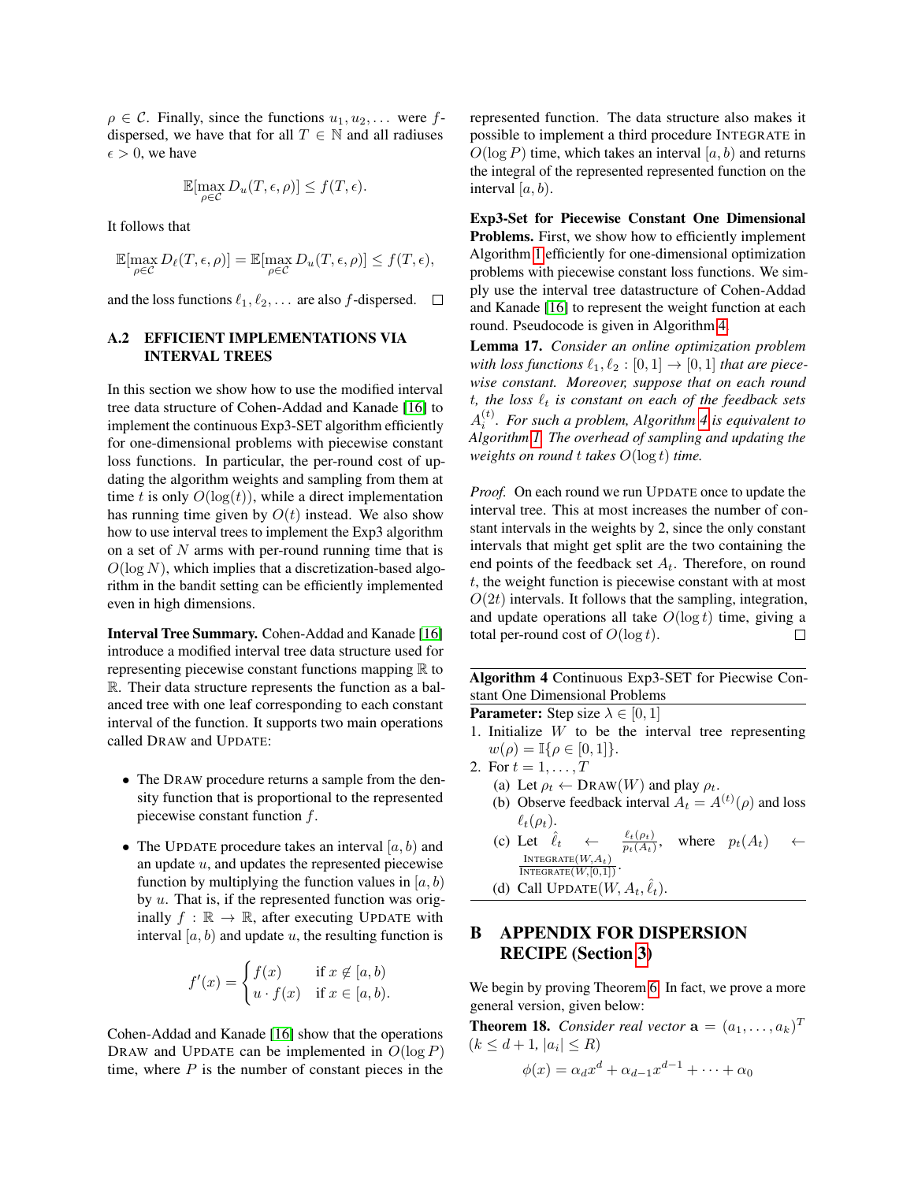$\rho \in \mathcal{C}$. Finally, since the functions $u_1, u_2, \ldots$ were $f$-dispersed, we have that for all $T \in \mathbb{N}$ and all radiuses $\epsilon > 0$, we have

$$\mathbb{E}[\max_{\rho \in \mathcal{C}} D_u(T, \epsilon, \rho)] \leq f(T, \epsilon).$$

It follows that

$$\mathbb{E}[\max_{\rho \in \mathcal{C}} D_\ell(T, \epsilon, \rho)] = \mathbb{E}[\max_{\rho \in \mathcal{C}} D_u(T, \epsilon, \rho)] \leq f(T, \epsilon),$$

and the loss functions $\ell_1, \ell_2, \ldots$ are also $f$-dispersed. $\square$

### A.2 EFFICIENT IMPLEMENTATIONS VIA INTERVAL TREES

In this section we show how to use the modified interval tree data structure of Cohen-Addad and Kanade [16] to implement the continuous Exp3-SET algorithm efficiently for one-dimensional problems with piecewise constant loss functions. In particular, the per-round cost of updating the algorithm weights and sampling from them at time $t$ is only $O(\log(t))$, while a direct implementation has running time given by $O(t)$ instead. We also show how to use interval trees to implement the Exp3 algorithm on a set of $N$ arms with per-round running time that is $O(\log N)$, which implies that a discretization-based algorithm in the bandit setting can be efficiently implemented even in high dimensions.

**Interval Tree Summary.** Cohen-Addad and Kanade [16] introduce a modified interval tree data structure used for representing piecewise constant functions mapping $\mathbb{R}$ to $\mathbb{R}$. Their data structure represents the function as a balanced tree with one leaf corresponding to each constant interval of the function. It supports two main operations called DRAW and UPDATE:

- The DRAW procedure returns a sample from the density function that is proportional to the represented piecewise constant function $f$.
- The UPDATE procedure takes an interval $[a, b)$ and an update $u$, and updates the represented function by multiplying the function values in $[a, b)$ by $u$. That is, if the represented function was originally $f : \mathbb{R} \to \mathbb{R}$, after executing UPDATE with interval $[a, b)$ and update $u$, the resulting function is

$$f'(x) = \begin{cases} f(x) & \text{if } x \notin [a, b) \\ u \cdot f(x) & \text{if } x \in [a, b). \end{cases}$$

Cohen-Addad and Kanade [16] show that the operations DRAW and UPDATE can be implemented in $O(\log P)$ time, where $P$ is the number of constant pieces in the represented function. The data structure also makes it possible to implement a third procedure INTEGRATE in $O(\log P)$ time, which takes an interval $[a, b)$ and returns the integral of the represented represented function on the interval $[a, b)$.

**Exp3-Set for Piecewise Constant One Dimensional Problems.** First, we show how to efficiently implement Algorithm 1 efficiently for one-dimensional optimization problems with piecewise constant loss functions. We simply use the interval tree datastructure of Cohen-Addad and Kanade [16] to represent the weight function at each round. Pseudocode is given in Algorithm 4.

**Lemma 17.** *Consider an online optimization problem with loss functions $\ell_1, \ell_2 : [0, 1] \to [0, 1]$ that are piecewise constant. Moreover, suppose that on each round $t$, the loss $\ell_t$ is constant on each of the feedback sets $A_i^{(t)}$. For such a problem, Algorithm 4 is equivalent to Algorithm 1. The overhead of sampling and updating the weights on round $t$ takes $O(\log t)$ time.*

*Proof.* On each round we run UPDATE once to update the interval tree. This at most increases the number of constant intervals in the weights by 2, since the only constant intervals that might get split are the two containing the end points of the feedback set $A_t$. Therefore, on round $t$, the weight function is piecewise constant with at most $O(2t)$ intervals. It follows that the sampling, integration, and update operations all take $O(\log t)$ time, giving a total per-round cost of $O(\log t)$. $\square$

---

**Algorithm 4** Continuous Exp3-SET for Piecwise Constant One Dimensional Problems

**Parameter:** Step size $\lambda \in [0, 1]$

1. Initialize $W$ to be the interval tree representing $w(\rho) = \mathbb{I}\{\rho \in [0, 1]\}$.
2. For $t = 1, \ldots, T$
   (a) Let $\rho_t \leftarrow$ DRAW$(W)$ and play $\rho_t$.
   (b) Observe feedback interval $A_t = A^{(t)}(\rho)$ and loss $\ell_t(\rho_t)$.
   (c) Let $\hat{\ell}_t \leftarrow \frac{\ell_t(\rho_t)}{p_t(A_t)}$, where $p_t(A_t) \leftarrow \frac{\text{INTEGRATE}(W, A_t)}{\text{INTEGRATE}(W, [0,1])}$.
   (d) Call UPDATE$(W, A_t, \hat{\ell}_t)$.

---

## B APPENDIX FOR DISPERSION RECIPE (Section 3)

We begin by proving Theorem 6. In fact, we prove a more general version, given below:

**Theorem 18.** *Consider real vector $\mathbf{a} = (a_1, \ldots, a_k)^T$ $(k \leq d + 1, |a_i| \leq R)$*

$$\phi(x) = \alpha_d x^d + \alpha_{d-1} x^{d-1} + \cdots + \alpha_0$$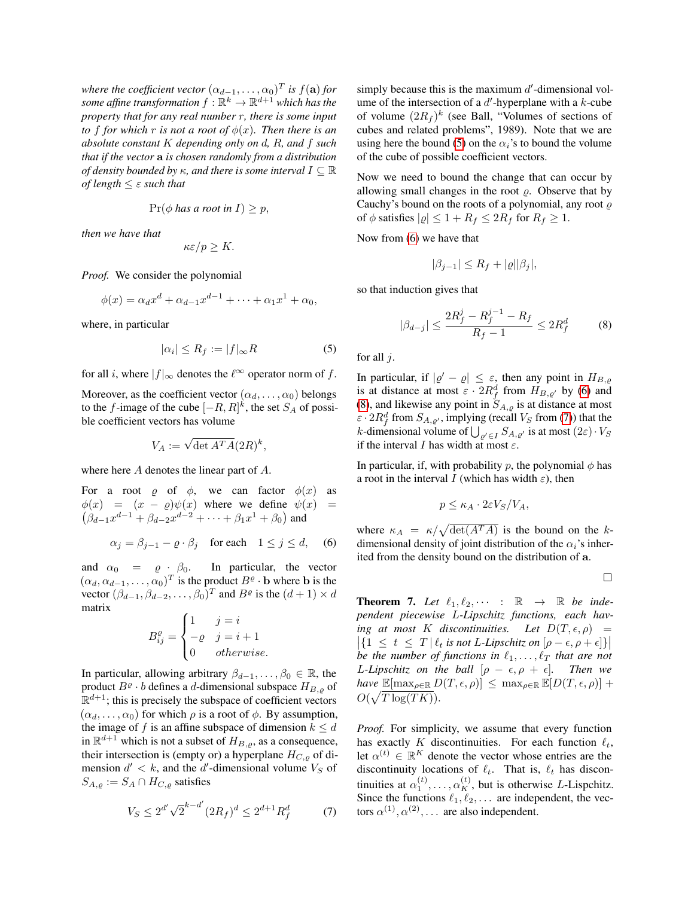*where the coefficient vector $(\alpha_{d-1}, \dots, \alpha_0)^T$ is $f(\mathbf{a})$ for some affine transformation $f : \mathbb{R}^k \to \mathbb{R}^{d+1}$ which has the property that for any real number $r$, there is some input to $f$ for which $r$ is not a root of $\phi(x)$. Then there is an absolute constant $K$ depending only on $d$, $R$, and $f$ such that if the vector $\mathbf{a}$ is chosen randomly from a distribution of density bounded by $\kappa$, and there is some interval $I \subseteq \mathbb{R}$ of length $\leq \varepsilon$ such that*

$$\Pr(\phi \text{ has a root in } I) \geq p,$$

*then we have that*

$$\kappa\varepsilon/p \geq K.$$

*Proof.* We consider the polynomial

$$\phi(x) = \alpha_d x^d + \alpha_{d-1}x^{d-1} + \cdots + \alpha_1 x^1 + \alpha_0,$$

where, in particular

$$|\alpha_i| \leq R_f := |f|_\infty R \tag{5}$$

for all $i$, where $|f|_\infty$ denotes the $\ell^\infty$ operator norm of $f$.

Moreover, as the coefficient vector $(\alpha_d, \dots, \alpha_0)$ belongs to the $f$-image of the cube $[-R, R]^k$, the set $S_A$ of possible coefficient vectors has volume

$$V_A := \sqrt{\det A^T A}(2R)^k,$$

where here $A$ denotes the linear part of $A$.

For a root $\varrho$ of $\phi$, we can factor $\phi(x)$ as $\phi(x) = (x - \varrho)\psi(x)$ where we define $\psi(x) = \left(\beta_{d-1}x^{d-1} + \beta_{d-2}x^{d-2} + \cdots + \beta_1 x^1 + \beta_0\right)$ and

$$\alpha_j = \beta_{j-1} - \varrho \cdot \beta_j \quad \text{for each} \quad 1 \leq j \leq d, \tag{6}$$

and $\alpha_0 = \varrho \cdot \beta_0$. In particular, the vector $(\alpha_d, \alpha_{d-1}, \dots, \alpha_0)^T$ is the product $B^\varrho \cdot \mathbf{b}$ where $\mathbf{b}$ is the vector $(\beta_{d-1}, \beta_{d-2}, \dots, \beta_0)^T$ and $B^\varrho$ is the $(d+1) \times d$ matrix

$$B^\varrho_{ij} = \begin{cases} 1 & j = i \\ -\varrho & j = i+1 \\ 0 & otherwise. \end{cases}$$

In particular, allowing arbitrary $\beta_{d-1}, \dots, \beta_0 \in \mathbb{R}$, the product $B^\varrho \cdot b$ defines a $d$-dimensional subspace $H_{B,\varrho}$ of $\mathbb{R}^{d+1}$; this is precisely the subspace of coefficient vectors $(\alpha_d, \dots, \alpha_0)$ for which $\rho$ is a root of $\phi$. By assumption, the image of $f$ is an affine subspace of dimension $k \leq d$ in $\mathbb{R}^{d+1}$ which is not a subset of $H_{B,\varrho}$, as a consequence, their intersection is (empty or) a hyperplane $H_{C,\varrho}$ of dimension $d' < k$, and the $d'$-dimensional volume $V_S$ of $S_{A,\varrho} := S_A \cap H_{C,\varrho}$ satisfies

$$V_S \leq 2^{d'}\sqrt{2}^{k-d'}(2R_f)^d \leq 2^{d+1}R_f^d \tag{7}$$

simply because this is the maximum $d'$-dimensional volume of the intersection of a $d'$-hyperplane with a $k$-cube of volume $(2R_f)^k$ (see Ball, "Volumes of sections of cubes and related problems", 1989). Note that we are using here the bound (5) on the $\alpha_i$'s to bound the volume of the cube of possible coefficient vectors.

Now we need to bound the change that can occur by allowing small changes in the root $\varrho$. Observe that by Cauchy's bound on the roots of a polynomial, any root $\varrho$ of $\phi$ satisfies $|\varrho| \leq 1 + R_f \leq 2R_f$ for $R_f \geq 1$.

Now from (6) we have that

$$|\beta_{j-1}| \leq R_f + |\varrho||\beta_j|,$$

so that induction gives that

$$|\beta_{d-j}| \leq \frac{2R_f^j - R_f^{j-1} - R_f}{R_f - 1} \leq 2R_f^d \tag{8}$$

for all $j$.

In particular, if $|\varrho' - \varrho| \leq \varepsilon$, then any point in $H_{B,\varrho}$ is at distance at most $\varepsilon \cdot 2R_f^d$ from $H_{B,\varrho'}$ by (6) and (8), and likewise any point in $S_{A,\varrho}$ is at distance at most $\varepsilon \cdot 2R_f^d$ from $S_{A,\varrho'}$, implying (recall $V_S$ from (7)) that the $k$-dimensional volume of $\bigcup_{\varrho' \in I} S_{A,\varrho'}$ is at most $(2\varepsilon) \cdot V_S$ if the interval $I$ has width at most $\varepsilon$.

In particular, if, with probability $p$, the polynomial $\phi$ has a root in the interval $I$ (which has width $\varepsilon$), then

$$p \leq \kappa_A \cdot 2\varepsilon V_S / V_A,$$

where $\kappa_A = \kappa/\sqrt{\det(A^T A)}$ is the bound on the $k$-dimensional density of joint distribution of the $\alpha_i$'s inherited from the density bound on the distribution of $\mathbf{a}$.

$\square$

**Theorem 7.** *Let $\ell_1, \ell_2, \dots : \mathbb{R} \to \mathbb{R}$ be independent piecewise $L$-Lipschitz functions, each having at most $K$ discontinuities. Let $D(T, \epsilon, \rho) = \left|\{1 \leq t \leq T \mid \ell_t \text{ is not } L\text{-Lipschitz on } [\rho - \epsilon, \rho + \epsilon]\}\right|$ be the number of functions in $\ell_1, \dots, \ell_T$ that are not $L$-Lipschitz on the ball $[\rho - \epsilon, \rho + \epsilon]$. Then we have $\mathbb{E}[\max_{\rho \in \mathbb{R}} D(T, \epsilon, \rho)] \leq \max_{\rho \in \mathbb{R}} \mathbb{E}[D(T, \epsilon, \rho)] + O(\sqrt{T \log(TK)})$.*

*Proof.* For simplicity, we assume that every function has exactly $K$ discontinuities. For each function $\ell_t$, let $\alpha^{(t)} \in \mathbb{R}^K$ denote the vector whose entries are the discontinuity locations of $\ell_t$. That is, $\ell_t$ has discontinuities at $\alpha_1^{(t)}, \dots, \alpha_K^{(t)}$, but is otherwise $L$-Lispchitz. Since the functions $\ell_1, \ell_2, \dots$ are independent, the vectors $\alpha^{(1)}, \alpha^{(2)}, \dots$ are also independent.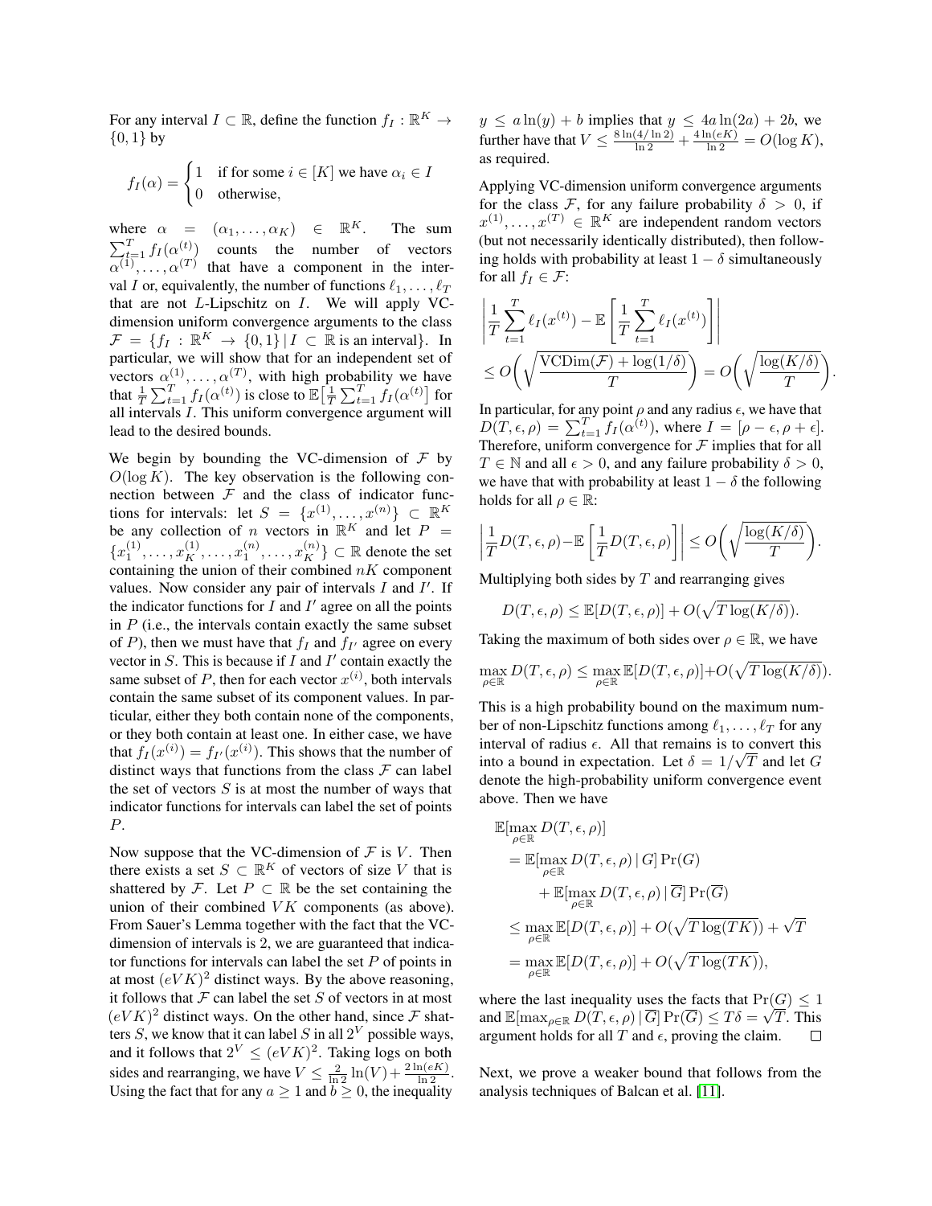For any interval $I \subset \mathbb{R}$, define the function $f_I : \mathbb{R}^K \to \{0,1\}$ by

$$f_I(\alpha) = \begin{cases} 1 & \text{if for some } i \in [K] \text{ we have } \alpha_i \in I \\ 0 & \text{otherwise,} \end{cases}$$

where $\alpha = (\alpha_1, \dots, \alpha_K) \in \mathbb{R}^K$. The sum $\sum_{t=1}^T f_I(\alpha^{(t)})$ counts the number of vectors $\alpha^{(1)}, \dots, \alpha^{(T)}$ that have a component in the interval $I$ or, equivalently, the number of functions $\ell_1, \dots, \ell_T$ that are not $L$-Lipschitz on $I$. We will apply VC-dimension uniform convergence arguments to the class $\mathcal{F} = \{f_I : \mathbb{R}^K \to \{0,1\} \mid I \subset \mathbb{R} \text{ is an interval}\}$. In particular, we will show that for an independent set of vectors $\alpha^{(1)}, \dots, \alpha^{(T)}$, with high probability we have that $\frac{1}{T}\sum_{t=1}^T f_I(\alpha^{(t)})$ is close to $\mathbb{E}\big[\frac{1}{T}\sum_{t=1}^T f_I(\alpha^{(t)}\big]$ for all intervals $I$. This uniform convergence argument will lead to the desired bounds.

We begin by bounding the VC-dimension of $\mathcal{F}$ by $O(\log K)$. The key observation is the following connection between $\mathcal{F}$ and the class of indicator functions for intervals: let $S = \{x^{(1)}, \dots, x^{(n)}\} \subset \mathbb{R}^K$ be any collection of $n$ vectors in $\mathbb{R}^K$ and let $P = \{x_1^{(1)}, \dots, x_K^{(1)}, \dots, x_1^{(n)}, \dots, x_K^{(n)}\} \subset \mathbb{R}$ denote the set containing the union of their combined $nK$ component values. Now consider any pair of intervals $I$ and $I'$. If the indicator functions for $I$ and $I'$ agree on all the points in $P$ (i.e., the intervals contain exactly the same subset of $P$), then we must have that $f_I$ and $f_{I'}$ agree on every vector in $S$. This is because if $I$ and $I'$ contain exactly the same subset of $P$, then for each vector $x^{(i)}$, both intervals contain the same subset of its component values. In particular, either they both contain none of the components, or they both contain at least one. In either case, we have that $f_I(x^{(i)}) = f_{I'}(x^{(i)})$. This shows that the number of distinct ways that functions from the class $\mathcal{F}$ can label the set of vectors $S$ is at most the number of ways that indicator functions for intervals can label the set of points $P$.

Now suppose that the VC-dimension of $\mathcal{F}$ is $V$. Then there exists a set $S \subset \mathbb{R}^K$ of vectors of size $V$ that is shattered by $\mathcal{F}$. Let $P \subset \mathbb{R}$ be the set containing the union of their combined $VK$ components (as above). From Sauer's Lemma together with the fact that the VC-dimension of intervals is 2, we are guaranteed that indicator functions for intervals can label the set $P$ of points in at most $(eVK)^2$ distinct ways. By the above reasoning, it follows that $\mathcal{F}$ can label the set $S$ of vectors in at most $(eVK)^2$ distinct ways. On the other hand, since $\mathcal{F}$ shatters $S$, we know that it can label $S$ in all $2^V$ possible ways, and it follows that $2^V \le (eVK)^2$. Taking logs on both sides and rearranging, we have $V \le \frac{2}{\ln 2}\ln(V) + \frac{2\ln(eK)}{\ln 2}$. Using the fact that for any $a \ge 1$ and $b \ge 0$, the inequality $y \le a\ln(y) + b$ implies that $y \le 4a\ln(2a) + 2b$, we further have that $V \le \frac{8\ln(4/\ln 2)}{\ln 2} + \frac{4\ln(eK)}{\ln 2} = O(\log K)$, as required.

Applying VC-dimension uniform convergence arguments for the class $\mathcal{F}$, for any failure probability $\delta > 0$, if $x^{(1)}, \dots, x^{(T)} \in \mathbb{R}^K$ are independent random vectors (but not necessarily identically distributed), then following holds with probability at least $1 - \delta$ simultaneously for all $f_I \in \mathcal{F}$:

$$\left| \frac{1}{T}\sum_{t=1}^T \ell_I(x^{(t)}) - \mathbb{E}\left[\frac{1}{T}\sum_{t=1}^T \ell_I(x^{(t)})\right] \right| \le O\left(\sqrt{\frac{\mathrm{VCDim}(\mathcal{F}) + \log(1/\delta)}{T}}\right) = O\left(\sqrt{\frac{\log(K/\delta)}{T}}\right).$$

In particular, for any point $\rho$ and any radius $\epsilon$, we have that $D(T,\epsilon,\rho) = \sum_{t=1}^T f_I(\alpha^{(t)})$, where $I = [\rho - \epsilon, \rho + \epsilon]$. Therefore, uniform convergence for $\mathcal{F}$ implies that for all $T \in \mathbb{N}$ and all $\epsilon > 0$, and any failure probability $\delta > 0$, we have that with probability at least $1 - \delta$ the following holds for all $\rho \in \mathbb{R}$:

$$\left| \frac{1}{T} D(T,\epsilon,\rho) - \mathbb{E}\left[\frac{1}{T} D(T,\epsilon,\rho)\right] \right| \le O\left(\sqrt{\frac{\log(K/\delta)}{T}}\right).$$

Multiplying both sides by $T$ and rearranging gives

$$D(T,\epsilon,\rho) \le \mathbb{E}[D(T,\epsilon,\rho)] + O(\sqrt{T\log(K/\delta)}).$$

Taking the maximum of both sides over $\rho \in \mathbb{R}$, we have

$$\max_{\rho\in\mathbb{R}} D(T,\epsilon,\rho) \le \max_{\rho\in\mathbb{R}} \mathbb{E}[D(T,\epsilon,\rho)] + O(\sqrt{T\log(K/\delta)}).$$

This is a high probability bound on the maximum number of non-Lipschitz functions among $\ell_1, \dots, \ell_T$ for any interval of radius $\epsilon$. All that remains is to convert this into a bound in expectation. Let $\delta = 1/\sqrt{T}$ and let $G$ denote the high-probability uniform convergence event above. Then we have

$$\begin{aligned}
&\mathbb{E}[\max_{\rho\in\mathbb{R}} D(T,\epsilon,\rho)] \\
&= \mathbb{E}[\max_{\rho\in\mathbb{R}} D(T,\epsilon,\rho) \mid G]\Pr(G) \\
&\quad + \mathbb{E}[\max_{\rho\in\mathbb{R}} D(T,\epsilon,\rho) \mid \overline{G}]\Pr(\overline{G}) \\
&\le \max_{\rho\in\mathbb{R}} \mathbb{E}[D(T,\epsilon,\rho)] + O(\sqrt{T\log(TK)}) + \sqrt{T} \\
&= \max_{\rho\in\mathbb{R}} \mathbb{E}[D(T,\epsilon,\rho)] + O(\sqrt{T\log(TK)}),
\end{aligned}$$

where the last inequality uses the facts that $\Pr(G) \le 1$ and $\mathbb{E}[\max_{\rho\in\mathbb{R}} D(T,\epsilon,\rho) \mid \overline{G}]\Pr(\overline{G}) \le T\delta = \sqrt{T}$. This argument holds for all $T$ and $\epsilon$, proving the claim. $\square$

Next, we prove a weaker bound that follows from the analysis techniques of Balcan et al. [11].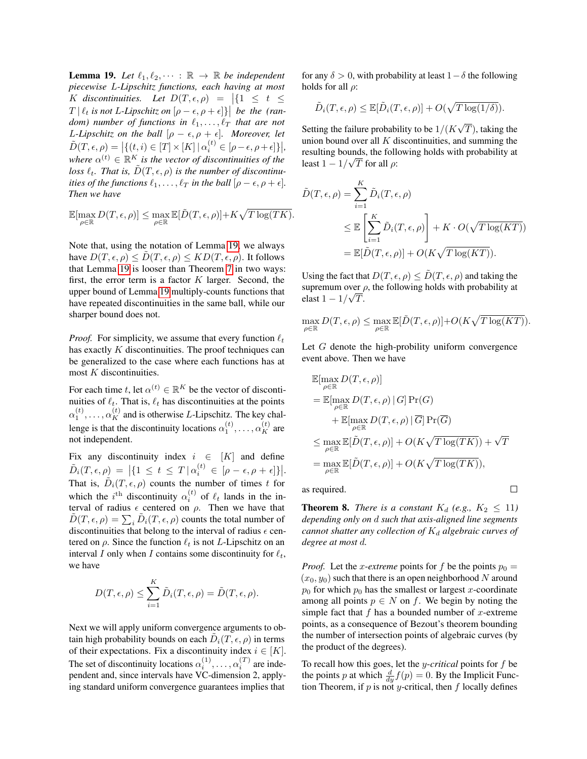**Lemma 19.** *Let $\ell_1, \ell_2, \cdots : \mathbb{R} \to \mathbb{R}$ be independent piecewise $L$-Lipschitz functions, each having at most $K$ discontinuities. Let $D(T, \epsilon, \rho) = |\{1 \leq t \leq T \mid \ell_t \text{ is not } L\text{-Lipschitz on } [\rho - \epsilon, \rho + \epsilon]\}|$ be the (random) number of functions in $\ell_1, \ldots, \ell_T$ that are not $L$-Lipschitz on the ball $[\rho - \epsilon, \rho + \epsilon]$. Moreover, let $\tilde{D}(T, \epsilon, \rho) = |\{(t, i) \in [T] \times [K] \mid \alpha_i^{(t)} \in [\rho - \epsilon, \rho + \epsilon]\}|$, where $\alpha^{(t)} \in \mathbb{R}^K$ is the vector of discontinuities of the loss $\ell_t$. That is, $\tilde{D}(T, \epsilon, \rho)$ is the number of discontinuities of the functions $\ell_1, \ldots, \ell_T$ in the ball $[\rho - \epsilon, \rho + \epsilon]$. Then we have*

$$\mathbb{E}[\max_{\rho \in \mathbb{R}} D(T, \epsilon, \rho)] \leq \max_{\rho \in \mathbb{R}} \mathbb{E}[\tilde{D}(T, \epsilon, \rho)] + K\sqrt{T \log(TK)}.$$

Note that, using the notation of Lemma 19, we always have $D(T, \epsilon, \rho) \leq \tilde{D}(T, \epsilon, \rho) \leq K D(T, \epsilon, \rho)$. It follows that Lemma 19 is looser than Theorem 7 in two ways: first, the error term is a factor $K$ larger. Second, the upper bound of Lemma 19 multiply-counts functions that have repeated discontinuities in the same ball, while our sharper bound does not.

*Proof.* For simplicity, we assume that every function $\ell_t$ has exactly $K$ discontinuities. The proof techniques can be generalized to the case where each functions has at most $K$ discontinuities.

For each time $t$, let $\alpha^{(t)} \in \mathbb{R}^K$ be the vector of discontinuities of $\ell_t$. That is, $\ell_t$ has discontinuities at the points $\alpha_1^{(t)}, \ldots, \alpha_K^{(t)}$ and is otherwise $L$-Lipschitz. The key challenge is that the discontinuity locations $\alpha_1^{(t)}, \ldots, \alpha_K^{(t)}$ are not independent.

Fix any discontinuity index $i \in [K]$ and define $\tilde{D}_i(T, \epsilon, \rho) = |\{1 \leq t \leq T \mid \alpha_i^{(t)} \in [\rho - \epsilon, \rho + \epsilon]\}|$. That is, $\tilde{D}_i(T, \epsilon, \rho)$ counts the number of times $t$ for which the $i^{\text{th}}$ discontinuity $\alpha_i^{(t)}$ of $\ell_t$ lands in the interval of radius $\epsilon$ centered on $\rho$. Then we have that $\tilde{D}(T, \epsilon, \rho) = \sum_i \tilde{D}_i(T, \epsilon, \rho)$ counts the total number of discontinuities that belong to the interval of radius $\epsilon$ centered on $\rho$. Since the function $\ell_t$ is not $L$-Lipschitz on an interval $I$ only when $I$ contains some discontinuity for $\ell_t$, we have

$$D(T, \epsilon, \rho) \leq \sum_{i=1}^{K} \tilde{D}_i(T, \epsilon, \rho) = \tilde{D}(T, \epsilon, \rho).$$

Next we will apply uniform convergence arguments to obtain high probability bounds on each $\tilde{D}_i(T, \epsilon, \rho)$ in terms of their expectations. Fix a discontinuity index $i \in [K]$. The set of discontinuity locations $\alpha_i^{(1)}, \ldots, \alpha_i^{(T)}$ are independent and, since intervals have VC-dimension 2, applying standard uniform convergence guarantees implies that for any $\delta > 0$, with probability at least $1 - \delta$ the following holds for all $\rho$:

$$\tilde{D}_i(T, \epsilon, \rho) \leq \mathbb{E}[\tilde{D}_i(T, \epsilon, \rho)] + O(\sqrt{T \log(1/\delta)}).$$

Setting the failure probability to be $1/(K\sqrt{T})$, taking the union bound over all $K$ discontinuities, and summing the resulting bounds, the following holds with probability at least $1 - 1/\sqrt{T}$ for all $\rho$:

$$\begin{aligned}
\tilde{D}(T, \epsilon, \rho) &= \sum_{i=1}^{K} \tilde{D}_i(T, \epsilon, \rho) \\
&\leq \mathbb{E}\left[\sum_{i=1}^{K} \tilde{D}_i(T, \epsilon, \rho)\right] + K \cdot O(\sqrt{T \log(KT)}) \\
&= \mathbb{E}[\tilde{D}(T, \epsilon, \rho)] + O(K\sqrt{T \log(KT)}).
\end{aligned}$$

Using the fact that $D(T, \epsilon, \rho) \leq \tilde{D}(T, \epsilon, \rho)$ and taking the supremum over $\rho$, the following holds with probability at elast $1 - 1/\sqrt{T}$.

$$\max_{\rho \in \mathbb{R}} D(T, \epsilon, \rho) \leq \max_{\rho \in \mathbb{R}} \mathbb{E}[\tilde{D}(T, \epsilon, \rho)] + O(K\sqrt{T \log(KT)}).$$

Let $G$ denote the high-probility uniform convergence event above. Then we have

$$\begin{aligned}
&\mathbb{E}[\max_{\rho \in \mathbb{R}} D(T, \epsilon, \rho)] \\
&= \mathbb{E}[\max_{\rho \in \mathbb{R}} D(T, \epsilon, \rho) \mid G] \Pr(G) \\
&\quad + \mathbb{E}[\max_{\rho \in \mathbb{R}} D(T, \epsilon, \rho) \mid \overline{G}] \Pr(\overline{G}) \\
&\leq \max_{\rho \in \mathbb{R}} \mathbb{E}[\tilde{D}(T, \epsilon, \rho)] + O(K\sqrt{T \log(TK)}) + \sqrt{T} \\
&= \max_{\rho \in \mathbb{R}} \mathbb{E}[\tilde{D}(T, \epsilon, \rho)] + O(K\sqrt{T \log(TK)}),
\end{aligned}$$

as required. $\square$

**Theorem 8.** *There is a constant $K_d$ (e.g., $K_2 \leq 11$) depending only on $d$ such that axis-aligned line segments cannot shatter any collection of $K_d$ algebraic curves of degree at most $d$.*

*Proof.* Let the $x$-*extreme* points for $f$ be the points $p_0 = (x_0, y_0)$ such that there is an open neighborhood $N$ around $p_0$ for which $p_0$ has the smallest or largest $x$-coordinate among all points $p \in N$ on $f$. We begin by noting the simple fact that $f$ has a bounded number of $x$-extreme points, as a consequence of Bezout's theorem bounding the number of intersection points of algebraic curves (by the product of the degrees).

To recall how this goes, let the $y$-*critical* points for $f$ be the points $p$ at which $\frac{d}{dy} f(p) = 0$. By the Implicit Function Theorem, if $p$ is not $y$-critical, then $f$ locally defines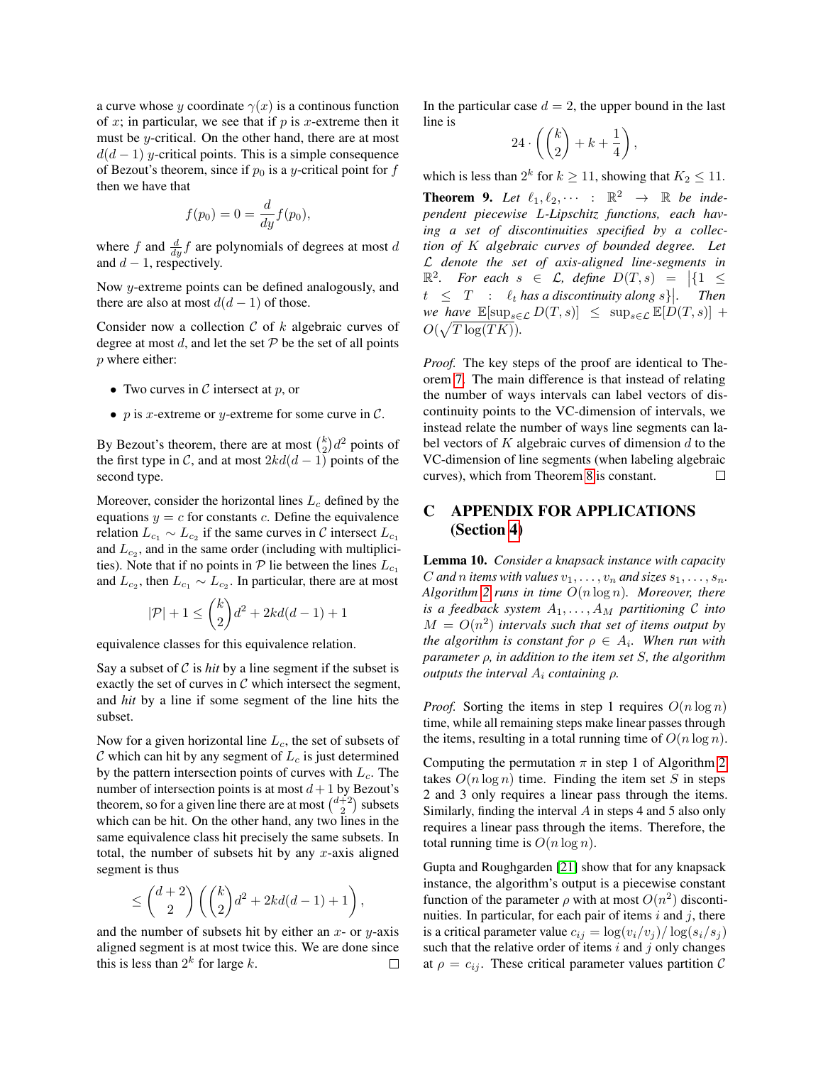a curve whose $y$ coordinate $\gamma(x)$ is a continous function of $x$; in particular, we see that if $p$ is $x$-extreme then it must be $y$-critical. On the other hand, there are at most $d(d-1)$ $y$-critical points. This is a simple consequence of Bezout's theorem, since if $p_0$ is a $y$-critical point for $f$ then we have that

$$f(p_0) = 0 = \frac{d}{dy} f(p_0),$$

where $f$ and $\frac{d}{dy} f$ are polynomials of degrees at most $d$ and $d-1$, respectively.

Now $y$-extreme points can be defined analogously, and there are also at most $d(d-1)$ of those.

Consider now a collection $\mathcal{C}$ of $k$ algebraic curves of degree at most $d$, and let the set $\mathcal{P}$ be the set of all points $p$ where either:

- Two curves in $\mathcal{C}$ intersect at $p$, or
- $p$ is $x$-extreme or $y$-extreme for some curve in $\mathcal{C}$.

By Bezout's theorem, there are at most $\binom{k}{2} d^2$ points of the first type in $\mathcal{C}$, and at most $2kd(d-1)$ points of the second type.

Moreover, consider the horizontal lines $L_c$ defined by the equations $y = c$ for constants $c$. Define the equivalence relation $L_{c_1} \sim L_{c_2}$ if the same curves in $\mathcal{C}$ intersect $L_{c_1}$ and $L_{c_2}$, and in the same order (including with multiplicities). Note that if no points in $\mathcal{P}$ lie between the lines $L_{c_1}$ and $L_{c_2}$, then $L_{c_1} \sim L_{c_2}$. In particular, there are at most

$$|\mathcal{P}| + 1 \leq \binom{k}{2} d^2 + 2kd(d-1) + 1$$

equivalence classes for this equivalence relation.

Say a subset of $\mathcal{C}$ is *hit* by a line segment if the subset is exactly the set of curves in $\mathcal{C}$ which intersect the segment, and *hit* by a line if some segment of the line hits the subset.

Now for a given horizontal line $L_c$, the set of subsets of $\mathcal{C}$ which can hit by any segment of $L_c$ is just determined by the pattern intersection points of curves with $L_c$. The number of intersection points is at most $d+1$ by Bezout's theorem, so for a given line there are at most $\binom{d+2}{2}$ subsets which can be hit. On the other hand, any two lines in the same equivalence class hit precisely the same subsets. In total, the number of subsets hit by any $x$-axis aligned segment is thus

$$\leq \binom{d+2}{2} \left( \binom{k}{2} d^2 + 2kd(d-1) + 1 \right),$$

and the number of subsets hit by either an $x$- or $y$-axis aligned segment is at most twice this. We are done since this is less than $2^k$ for large $k$. $\square$

In the particular case $d = 2$, the upper bound in the last line is

$$24 \cdot \left( \binom{k}{2} + k + \frac{1}{4} \right),$$

which is less than $2^k$ for $k \geq 11$, showing that $K_2 \leq 11$.

**Theorem 9.** *Let $\ell_1, \ell_2, \cdots : \mathbb{R}^2 \to \mathbb{R}$ be independent piecewise $L$-Lipschitz functions, each having a set of discontinuities specified by a collection of $K$ algebraic curves of bounded degree. Let $\mathcal{L}$ denote the set of axis-aligned line-segments in $\mathbb{R}^2$. For each $s \in \mathcal{L}$, define $D(T, s) = \left|\{1 \leq t \leq T : \ell_t \text{ has a discontinuity along } s\}\right|$. Then we have $\mathbb{E}[\sup_{s \in \mathcal{L}} D(T, s)] \leq \sup_{s \in \mathcal{L}} \mathbb{E}[D(T, s)] + O(\sqrt{T \log(TK)})$.*

*Proof.* The key steps of the proof are identical to Theorem 7. The main difference is that instead of relating the number of ways intervals can label vectors of discontinuity points to the VC-dimension of intervals, we instead relate the number of ways line segments can label vectors of $K$ algebraic curves of dimension $d$ to the VC-dimension of line segments (when labeling algebraic curves), which from Theorem 8 is constant. $\square$

# C APPENDIX FOR APPLICATIONS (Section 4)

**Lemma 10.** *Consider a knapsack instance with capacity $C$ and $n$ items with values $v_1, \ldots, v_n$ and sizes $s_1, \ldots, s_n$. Algorithm 2 runs in time $O(n \log n)$. Moreover, there is a feedback system $A_1, \ldots, A_M$ partitioning $\mathcal{C}$ into $M = O(n^2)$ intervals such that set of items output by the algorithm is constant for $\rho \in A_i$. When run with parameter $\rho$, in addition to the item set $S$, the algorithm outputs the interval $A_i$ containing $\rho$.*

*Proof.* Sorting the items in step 1 requires $O(n \log n)$ time, while all remaining steps make linear passes through the items, resulting in a total running time of $O(n \log n)$.

Computing the permutation $\pi$ in step 1 of Algorithm 2 takes $O(n \log n)$ time. Finding the item set $S$ in steps 2 and 3 only requires a linear pass through the items. Similarly, finding the interval $A$ in steps 4 and 5 also only requires a linear pass through the items. Therefore, the total running time is $O(n \log n)$.

Gupta and Roughgarden [21] show that for any knapsack instance, the algorithm's output is a piecewise constant function of the parameter $\rho$ with at most $O(n^2)$ discontinuities. In particular, for each pair of items $i$ and $j$, there is a critical parameter value $c_{ij} = \log(v_i/v_j)/\log(s_i/s_j)$ such that the relative order of items $i$ and $j$ only changes at $\rho = c_{ij}$. These critical parameter values partition $\mathcal{C}$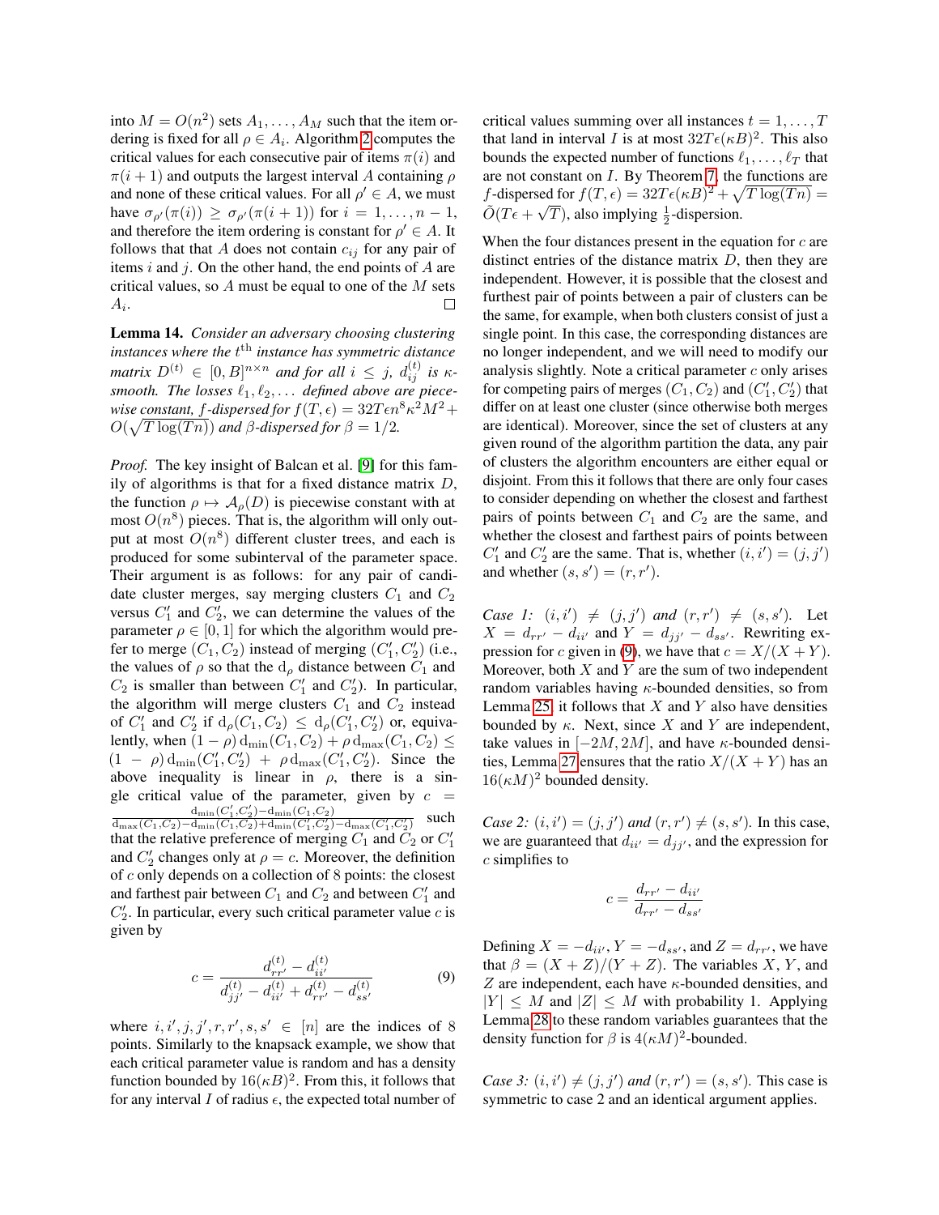into $M = O(n^2)$ sets $A_1, \dots, A_M$ such that the item ordering is fixed for all $\rho \in A_i$. Algorithm 2 computes the critical values for each consecutive pair of items $\pi(i)$ and $\pi(i+1)$ and outputs the largest interval $A$ containing $\rho$ and none of these critical values. For all $\rho' \in A$, we must have $\sigma_{\rho'}(\pi(i)) \geq \sigma_{\rho'}(\pi(i+1))$ for $i = 1, \dots, n-1$, and therefore the item ordering is constant for $\rho' \in A$. It follows that that $A$ does not contain $c_{ij}$ for any pair of items $i$ and $j$. On the other hand, the end points of $A$ are critical values, so $A$ must be equal to one of the $M$ sets $A_i$. ∎

**Lemma 14.** *Consider an adversary choosing clustering instances where the $t^{\text{th}}$ instance has symmetric distance matrix $D^{(t)} \in [0, B]^{n \times n}$ and for all $i \leq j$, $d_{ij}^{(t)}$ is $\kappa$-smooth. The losses $\ell_1, \ell_2, \dots$ defined above are piecewise constant, $f$-dispersed for $f(T, \epsilon) = 32T\epsilon n^8 \kappa^2 M^2 + O(\sqrt{T \log(Tn)})$ and $\beta$-dispersed for $\beta = 1/2$.*

*Proof.* The key insight of Balcan et al. [9] for this family of algorithms is that for a fixed distance matrix $D$, the function $\rho \mapsto \mathcal{A}_\rho(D)$ is piecewise constant with at most $O(n^8)$ pieces. That is, the algorithm will only output at most $O(n^8)$ different cluster trees, and each is produced for some subinterval of the parameter space. Their argument is as follows: for any pair of candidate cluster merges, say merging clusters $C_1$ and $C_2$ versus $C_1'$ and $C_2'$, we can determine the values of the parameter $\rho \in [0, 1]$ for which the algorithm would prefer to merge $(C_1, C_2)$ instead of merging $(C_1', C_2')$ (i.e., the values of $\rho$ so that the $\mathrm{d}_\rho$ distance between $C_1$ and $C_2$ is smaller than between $C_1'$ and $C_2'$). In particular, the algorithm will merge clusters $C_1$ and $C_2$ instead of $C_1'$ and $C_2'$ if $\mathrm{d}_\rho(C_1, C_2) \leq \mathrm{d}_\rho(C_1', C_2')$ or, equivalently, when $(1-\rho)\,\mathrm{d}_{\min}(C_1, C_2) + \rho\,\mathrm{d}_{\max}(C_1, C_2) \leq (1-\rho)\,\mathrm{d}_{\min}(C_1', C_2') + \rho\,\mathrm{d}_{\max}(C_1', C_2')$. Since the above inequality is linear in $\rho$, there is a single critical value of the parameter, given by $c = \frac{\mathrm{d}_{\min}(C_1', C_2') - \mathrm{d}_{\min}(C_1, C_2)}{\mathrm{d}_{\max}(C_1, C_2) - \mathrm{d}_{\min}(C_1, C_2) + \mathrm{d}_{\min}(C_1', C_2') - \mathrm{d}_{\max}(C_1', C_2')}$ such that the relative preference of merging $C_1$ and $C_2$ or $C_1'$ and $C_2'$ changes only at $\rho = c$. Moreover, the definition of $c$ only depends on a collection of 8 points: the closest and farthest pair between $C_1$ and $C_2$ and between $C_1'$ and $C_2'$. In particular, every such critical parameter value $c$ is given by

$$c = \frac{d_{rr'}^{(t)} - d_{ii'}^{(t)}}{d_{jj'}^{(t)} - d_{ii'}^{(t)} + d_{rr'}^{(t)} - d_{ss'}^{(t)}} \tag{9}$$

where $i, i', j, j', r, r', s, s' \in [n]$ are the indices of 8 points. Similarly to the knapsack example, we show that each critical parameter value is random and has a density function bounded by $16(\kappa B)^2$. From this, it follows that for any interval $I$ of radius $\epsilon$, the expected total number of critical values summing over all instances $t = 1, \dots, T$ that land in interval $I$ is at most $32T\epsilon(\kappa B)^2$. This also bounds the expected number of functions $\ell_1, \dots, \ell_T$ that are not constant on $I$. By Theorem 7, the functions are $f$-dispersed for $f(T, \epsilon) = 32T\epsilon(\kappa B)^2 + \sqrt{T \log(Tn)} = \tilde{O}(T\epsilon + \sqrt{T})$, also implying $\frac{1}{2}$-dispersion.

When the four distances present in the equation for $c$ are distinct entries of the distance matrix $D$, then they are independent. However, it is possible that the closest and furthest pair of points between a pair of clusters can be the same, for example, when both clusters consist of just a single point. In this case, the corresponding distances are no longer independent, and we will need to modify our analysis slightly. Note a critical parameter $c$ only arises for competing pairs of merges $(C_1, C_2)$ and $(C_1', C_2')$ that differ on at least one cluster (since otherwise both merges are identical). Moreover, since the set of clusters at any given round of the algorithm partition the data, any pair of clusters the algorithm encounters are either equal or disjoint. From this it follows that there are only four cases to consider depending on whether the closest and farthest pairs of points between $C_1$ and $C_2$ are the same, and whether the closest and farthest pairs of points between $C_1'$ and $C_2'$ are the same. That is, whether $(i, i') = (j, j')$ and whether $(s, s') = (r, r')$.

*Case 1: $(i, i') \neq (j, j')$ and $(r, r') \neq (s, s')$.* Let $X = d_{rr'} - d_{ii'}$ and $Y = d_{jj'} - d_{ss'}$. Rewriting expression for $c$ given in (9), we have that $c = X/(X+Y)$. Moreover, both $X$ and $Y$ are the sum of two independent random variables having $\kappa$-bounded densities, so from Lemma 25, it follows that $X$ and $Y$ also have densities bounded by $\kappa$. Next, since $X$ and $Y$ are independent, take values in $[-2M, 2M]$, and have $\kappa$-bounded densities, Lemma 27 ensures that the ratio $X/(X+Y)$ has an $16(\kappa M)^2$ bounded density.

*Case 2: $(i, i') = (j, j')$ and $(r, r') \neq (s, s')$.* In this case, we are guaranteed that $d_{ii'} = d_{jj'}$, and the expression for $c$ simplifies to

$$c = \frac{d_{rr'} - d_{ii'}}{d_{rr'} - d_{ss'}}$$

Defining $X = -d_{ii'}$, $Y = -d_{ss'}$, and $Z = d_{rr'}$, we have that $\beta = (X+Z)/(Y+Z)$. The variables $X$, $Y$, and $Z$ are independent, each have $\kappa$-bounded densities, and $|Y| \leq M$ and $|Z| \leq M$ with probability 1. Applying Lemma 28 to these random variables guarantees that the density function for $\beta$ is $4(\kappa M)^2$-bounded.

*Case 3: $(i, i') \neq (j, j')$ and $(r, r') = (s, s')$.* This case is symmetric to case 2 and an identical argument applies.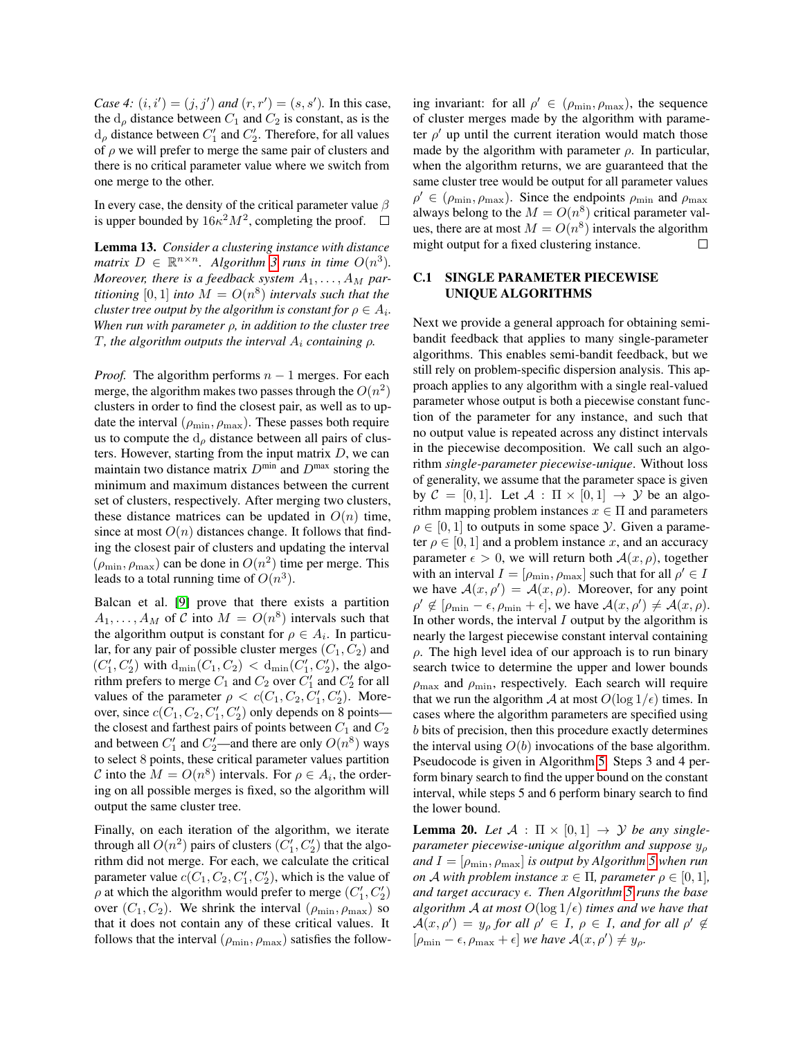*Case 4:* $(i, i') = (j, j')$ *and* $(r, r') = (s, s')$. In this case, the $\mathrm{d}_\rho$ distance between $C_1$ and $C_2$ is constant, as is the $\mathrm{d}_\rho$ distance between $C_1'$ and $C_2'$. Therefore, for all values of $\rho$ we will prefer to merge the same pair of clusters and there is no critical parameter value where we switch from one merge to the other.

In every case, the density of the critical parameter value $\beta$ is upper bounded by $16\kappa^2 M^2$, completing the proof. $\square$

**Lemma 13.** *Consider a clustering instance with distance matrix $D \in \mathbb{R}^{n \times n}$. Algorithm 3 runs in time $O(n^3)$. Moreover, there is a feedback system $A_1, \ldots, A_M$ partitioning $[0, 1]$ into $M = O(n^8)$ intervals such that the cluster tree output by the algorithm is constant for $\rho \in A_i$. When run with parameter $\rho$, in addition to the cluster tree $T$, the algorithm outputs the interval $A_i$ containing $\rho$.*

*Proof.* The algorithm performs $n - 1$ merges. For each merge, the algorithm makes two passes through the $O(n^2)$ clusters in order to find the closest pair, as well as to update the interval $(\rho_{\min}, \rho_{\max})$. These passes both require us to compute the $\mathrm{d}_\rho$ distance between all pairs of clusters. However, starting from the input matrix $D$, we can maintain two distance matrix $D^{\min}$ and $D^{\max}$ storing the minimum and maximum distances between the current set of clusters, respectively. After merging two clusters, these distance matrices can be updated in $O(n)$ time, since at most $O(n)$ distances change. It follows that finding the closest pair of clusters and updating the interval $(\rho_{\min}, \rho_{\max})$ can be done in $O(n^2)$ time per merge. This leads to a total running time of $O(n^3)$.

Balcan et al. [9] prove that there exists a partition $A_1, \ldots, A_M$ of $\mathcal{C}$ into $M = O(n^8)$ intervals such that the algorithm output is constant for $\rho \in A_i$. In particular, for any pair of possible cluster merges $(C_1, C_2)$ and $(C_1', C_2')$ with $\mathrm{d}_{\min}(C_1, C_2) < \mathrm{d}_{\min}(C_1', C_2')$, the algorithm prefers to merge $C_1$ and $C_2$ over $C_1'$ and $C_2'$ for all values of the parameter $\rho < c(C_1, C_2, C_1', C_2')$. Moreover, since $c(C_1, C_2, C_1', C_2')$ only depends on 8 points—the closest and farthest pairs of points between $C_1$ and $C_2$ and between $C_1'$ and $C_2'$—and there are only $O(n^8)$ ways to select 8 points, these critical parameter values partition $\mathcal{C}$ into the $M = O(n^8)$ intervals. For $\rho \in A_i$, the ordering on all possible merges is fixed, so the algorithm will output the same cluster tree.

Finally, on each iteration of the algorithm, we iterate through all $O(n^2)$ pairs of clusters $(C_1', C_2')$ that the algorithm did not merge. For each, we calculate the critical parameter value $c(C_1, C_2, C_1', C_2')$, which is the value of $\rho$ at which the algorithm would prefer to merge $(C_1', C_2')$ over $(C_1, C_2)$. We shrink the interval $(\rho_{\min}, \rho_{\max})$ so that it does not contain any of these critical values. It follows that the interval $(\rho_{\min}, \rho_{\max})$ satisfies the following invariant: for all $\rho' \in (\rho_{\min}, \rho_{\max})$, the sequence of cluster merges made by the algorithm with parameter $\rho'$ up until the current iteration would match those made by the algorithm with parameter $\rho$. In particular, when the algorithm returns, we are guaranteed that the same cluster tree would be output for all parameter values $\rho' \in (\rho_{\min}, \rho_{\max})$. Since the endpoints $\rho_{\min}$ and $\rho_{\max}$ always belong to the $M = O(n^8)$ critical parameter values, there are at most $M = O(n^8)$ intervals the algorithm might output for a fixed clustering instance. $\square$

### C.1 SINGLE PARAMETER PIECEWISE UNIQUE ALGORITHMS

Next we provide a general approach for obtaining semi-bandit feedback that applies to many single-parameter algorithms. This enables semi-bandit feedback, but we still rely on problem-specific dispersion analysis. This approach applies to any algorithm with a single real-valued parameter whose output is both a piecewise constant function of the parameter for any instance, and such that no output value is repeated across any distinct intervals in the piecewise decomposition. We call such an algorithm *single-parameter piecewise-unique*. Without loss of generality, we assume that the parameter space is given by $\mathcal{C} = [0, 1]$. Let $\mathcal{A} : \Pi \times [0, 1] \to \mathcal{Y}$ be an algorithm mapping problem instances $x \in \Pi$ and parameters $\rho \in [0, 1]$ to outputs in some space $\mathcal{Y}$. Given a parameter $\rho \in [0, 1]$ and a problem instance $x$, and an accuracy parameter $\epsilon > 0$, we will return both $\mathcal{A}(x, \rho)$, together with an interval $I = [\rho_{\min}, \rho_{\max}]$ such that for all $\rho' \in I$ we have $\mathcal{A}(x, \rho') = \mathcal{A}(x, \rho)$. Moreover, for any point $\rho' \notin [\rho_{\min} - \epsilon, \rho_{\min} + \epsilon]$, we have $\mathcal{A}(x, \rho') \neq \mathcal{A}(x, \rho)$. In other words, the interval $I$ output by the algorithm is nearly the largest piecewise constant interval containing $\rho$. The high level idea of our approach is to run binary search twice to determine the upper and lower bounds $\rho_{\max}$ and $\rho_{\min}$, respectively. Each search will require that we run the algorithm $\mathcal{A}$ at most $O(\log 1/\epsilon)$ times. In cases where the algorithm parameters are specified using $b$ bits of precision, then this procedure exactly determines the interval using $O(b)$ invocations of the base algorithm. Pseudocode is given in Algorithm 5. Steps 3 and 4 perform binary search to find the upper bound on the constant interval, while steps 5 and 6 perform binary search to find the lower bound.

**Lemma 20.** *Let $\mathcal{A} : \Pi \times [0, 1] \to \mathcal{Y}$ be any single-parameter piecewise-unique algorithm and suppose $y_\rho$ and $I = [\rho_{\min}, \rho_{\max}]$ is output by Algorithm 5 when run on $\mathcal{A}$ with problem instance $x \in \Pi$, parameter $\rho \in [0, 1]$, and target accuracy $\epsilon$. Then Algorithm 5 runs the base algorithm $\mathcal{A}$ at most $O(\log 1/\epsilon)$ times and we have that $\mathcal{A}(x, \rho') = y_\rho$ for all $\rho' \in I$, $\rho \in I$, and for all $\rho' \notin [\rho_{\min} - \epsilon, \rho_{\max} + \epsilon]$ we have $\mathcal{A}(x, \rho') \neq y_\rho$.*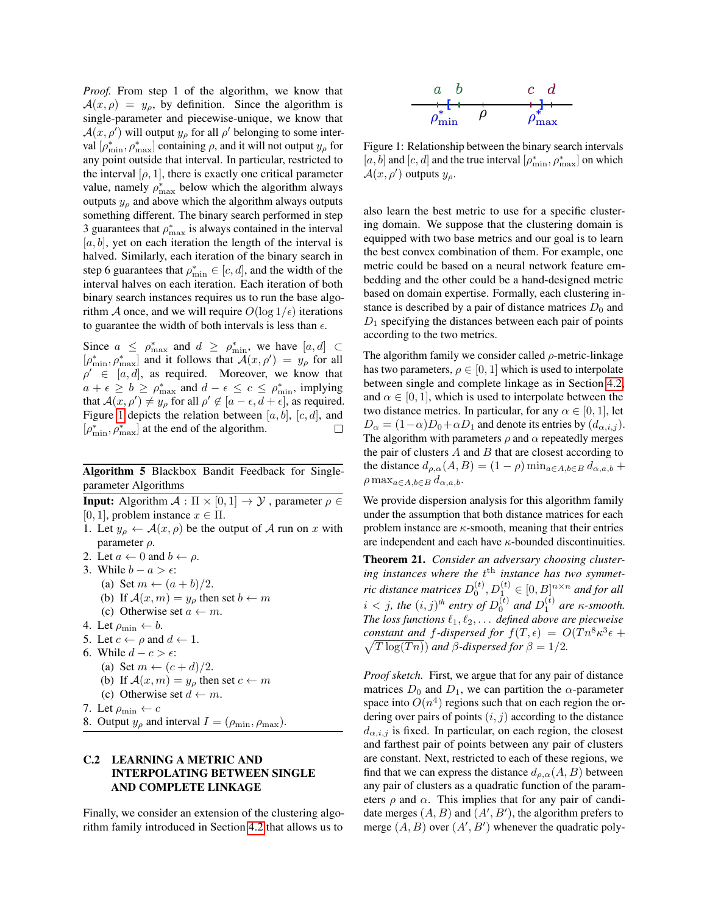*Proof.* From step 1 of the algorithm, we know that $\mathcal{A}(x,\rho) = y_\rho$, by definition. Since the algorithm is single-parameter and piecewise-unique, we know that $\mathcal{A}(x,\rho')$ will output $y_\rho$ for all $\rho'$ belonging to some interval $[\rho^*_{\min}, \rho^*_{\max}]$ containing $\rho$, and it will not output $y_\rho$ for any point outside that interval. In particular, restricted to the interval $[\rho, 1]$, there is exactly one critical parameter value, namely $\rho^*_{\max}$ below which the algorithm always outputs $y_\rho$ and above which the algorithm always outputs something different. The binary search performed in step 3 guarantees that $\rho^*_{\max}$ is always contained in the interval $[a, b]$, yet on each iteration the length of the interval is halved. Similarly, each iteration of the binary search in step 6 guarantees that $\rho^*_{\min} \in [c, d]$, and the width of the interval halves on each iteration. Each iteration of both binary search instances requires us to run the base algorithm $\mathcal{A}$ once, and we will require $O(\log 1/\epsilon)$ iterations to guarantee the width of both intervals is less than $\epsilon$.

Since $a \leq \rho^*_{\max}$ and $d \geq \rho^*_{\min}$, we have $[a, d] \subset [\rho^*_{\min}, \rho^*_{\max}]$ and it follows that $\mathcal{A}(x, \rho') = y_\rho$ for all $\rho' \in [a, d]$, as required. Moreover, we know that $a + \epsilon \geq b \geq \rho^*_{\max}$ and $d - \epsilon \leq c \leq \rho^*_{\min}$, implying that $\mathcal{A}(x, \rho') \neq y_\rho$ for all $\rho' \notin [a - \epsilon, d + \epsilon]$, as required. Figure 1 depicts the relation between $[a, b]$, $[c, d]$, and $[\rho^*_{\min}, \rho^*_{\max}]$ at the end of the algorithm. □

**Algorithm 5** Blackbox Bandit Feedback for Single-parameter Algorithms

**Input:** Algorithm $\mathcal{A} : \Pi \times [0, 1] \to \mathcal{Y}$ , parameter $\rho \in [0, 1]$, problem instance $x \in \Pi$.

1. Let $y_\rho \leftarrow \mathcal{A}(x, \rho)$ be the output of $\mathcal{A}$ run on $x$ with parameter $\rho$.
2. Let $a \leftarrow 0$ and $b \leftarrow \rho$.
3. While $b - a > \epsilon$:
   (a) Set $m \leftarrow (a + b)/2$.
   (b) If $\mathcal{A}(x, m) = y_\rho$ then set $b \leftarrow m$
   (c) Otherwise set $a \leftarrow m$.
4. Let $\rho_{\min} \leftarrow b$.
5. Let $c \leftarrow \rho$ and $d \leftarrow 1$.
6. While $d - c > \epsilon$:
   (a) Set $m \leftarrow (c + d)/2$.
   (b) If $\mathcal{A}(x, m) = y_\rho$ then set $c \leftarrow m$
   (c) Otherwise set $d \leftarrow m$.
7. Let $\rho_{\min} \leftarrow c$
8. Output $y_\rho$ and interval $I = (\rho_{\min}, \rho_{\max})$.

## C.2 LEARNING A METRIC AND INTERPOLATING BETWEEN SINGLE AND COMPLETE LINKAGE

Finally, we consider an extension of the clustering algorithm family introduced in Section 4.2 that allows us to also learn the best metric to use for a specific clustering domain. We suppose that the clustering domain is equipped with two base metrics and our goal is to learn the best convex combination of them. For example, one metric could be based on a neural network feature embedding and the other could be a hand-designed metric based on domain expertise. Formally, each clustering instance is described by a pair of distance matrices $D_0$ and $D_1$ specifying the distances between each pair of points according to the two metrics.

Figure 1: Relationship between the binary search intervals $[a, b]$ and $[c, d]$ and the true interval $[\rho^*_{\min}, \rho^*_{\max}]$ on which $\mathcal{A}(x, \rho')$ outputs $y_\rho$.

The algorithm family we consider called $\rho$-metric-linkage has two parameters, $\rho \in [0, 1]$ which is used to interpolate between single and complete linkage as in Section 4.2, and $\alpha \in [0, 1]$, which is used to interpolate between the two distance metrics. In particular, for any $\alpha \in [0, 1]$, let $D_\alpha = (1-\alpha)D_0 + \alpha D_1$ and denote its entries by $(d_{\alpha,i,j})$. The algorithm with parameters $\rho$ and $\alpha$ repeatedly merges the pair of clusters $A$ and $B$ that are closest according to the distance $d_{\rho,\alpha}(A, B) = (1 - \rho) \min_{a \in A, b \in B} d_{\alpha,a,b} + \rho \max_{a \in A, b \in B} d_{\alpha,a,b}$.

We provide dispersion analysis for this algorithm family under the assumption that both distance matrices for each problem instance are $\kappa$-smooth, meaning that their entries are independent and each have $\kappa$-bounded discontinuities.

**Theorem 21.** *Consider an adversary choosing clustering instances where the $t^{\text{th}}$ instance has two symmetric distance matrices $D_0^{(t)}, D_1^{(t)} \in [0, B]^{n \times n}$ and for all $i < j$, the $(i, j)^{th}$ entry of $D_0^{(t)}$ and $D_1^{(t)}$ are $\kappa$-smooth. The loss functions $\ell_1, \ell_2, \ldots$ defined above are piecewise constant and $f$-dispersed for $f(T, \epsilon) = O(Tn^8\kappa^3\epsilon + \sqrt{T \log(Tn)})$ and $\beta$-dispersed for $\beta = 1/2$.*

*Proof sketch.* First, we argue that for any pair of distance matrices $D_0$ and $D_1$, we can partition the $\alpha$-parameter space into $O(n^4)$ regions such that on each region the ordering over pairs of points $(i, j)$ according to the distance $d_{\alpha,i,j}$ is fixed. In particular, on each region, the closest and farthest pair of points between any pair of clusters are constant. Next, restricted to each of these regions, we find that we can express the distance $d_{\rho,\alpha}(A, B)$ between any pair of clusters as a quadratic function of the parameters $\rho$ and $\alpha$. This implies that for any pair of candidate merges $(A, B)$ and $(A', B')$, the algorithm prefers to merge $(A, B)$ over $(A', B')$ whenever the quadratic poly-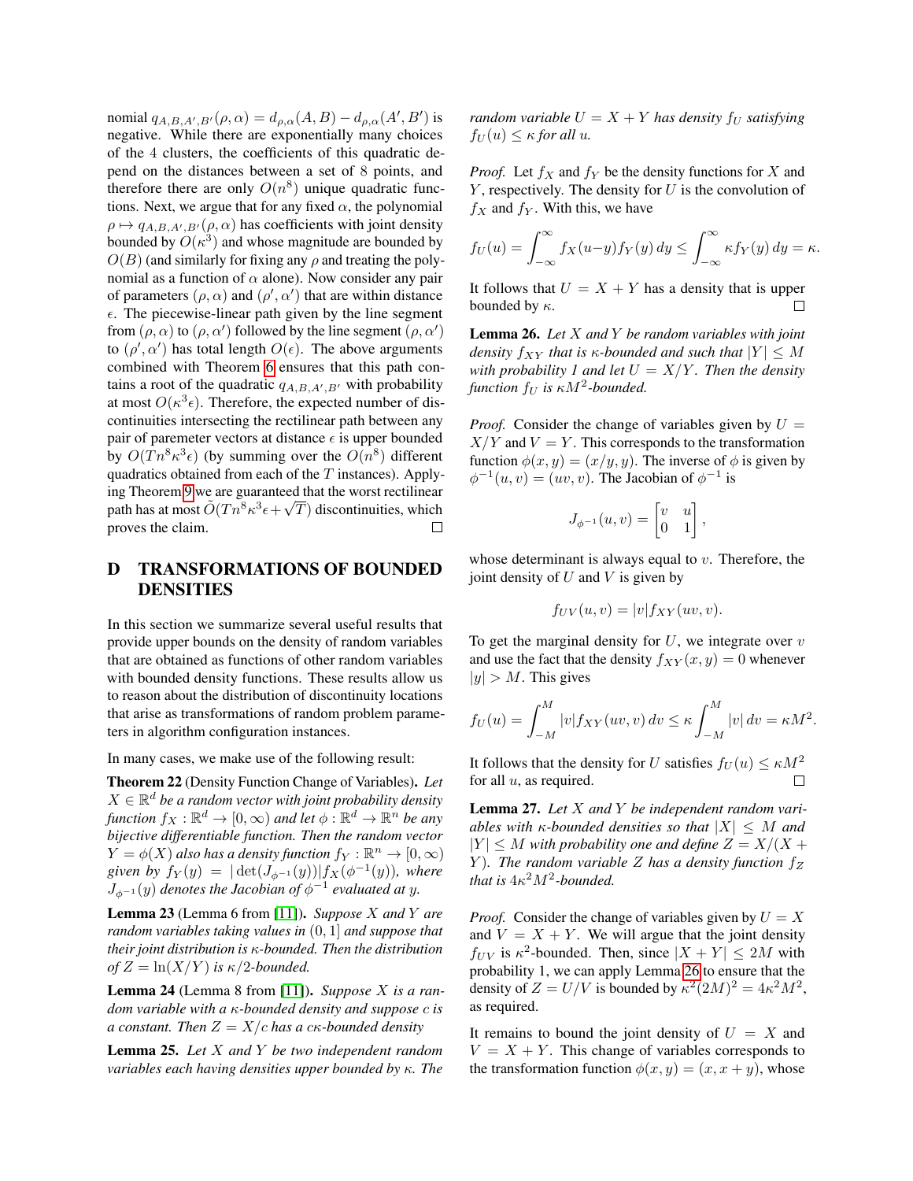nomial $q_{A,B,A',B'}(\rho, \alpha) = d_{\rho,\alpha}(A, B) - d_{\rho,\alpha}(A', B')$ is negative. While there are exponentially many choices of the 4 clusters, the coefficients of this quadratic depend on the distances between a set of 8 points, and therefore there are only $O(n^8)$ unique quadratic functions. Next, we argue that for any fixed $\alpha$, the polynomial $\rho \mapsto q_{A,B,A',B'}(\rho, \alpha)$ has coefficients with joint density bounded by $O(\kappa^3)$ and whose magnitude are bounded by $O(B)$ (and similarly for fixing any $\rho$ and treating the polynomial as a function of $\alpha$ alone). Now consider any pair of parameters $(\rho, \alpha)$ and $(\rho', \alpha')$ that are within distance $\epsilon$. The piecewise-linear path given by the line segment from $(\rho, \alpha)$ to $(\rho, \alpha')$ followed by the line segment $(\rho, \alpha')$ to $(\rho', \alpha')$ has total length $O(\epsilon)$. The above arguments combined with Theorem 6 ensures that this path contains a root of the quadratic $q_{A,B,A',B'}$ with probability at most $O(\kappa^3\epsilon)$. Therefore, the expected number of discontinuities intersecting the rectilinear path between any pair of paremeter vectors at distance $\epsilon$ is upper bounded by $O(Tn^8\kappa^3\epsilon)$ (by summing over the $O(n^8)$ different quadratics obtained from each of the $T$ instances). Applying Theorem 9 we are guaranteed that the worst rectilinear path has at most $\tilde{O}(Tn^8\kappa^3\epsilon + \sqrt{T})$ discontinuities, which proves the claim. ☐

# D TRANSFORMATIONS OF BOUNDED DENSITIES

In this section we summarize several useful results that provide upper bounds on the density of random variables that are obtained as functions of other random variables with bounded density functions. These results allow us to reason about the distribution of discontinuity locations that arise as transformations of random problem parameters in algorithm configuration instances.

In many cases, we make use of the following result:

**Theorem 22** (Density Function Change of Variables). *Let $X \in \mathbb{R}^d$ be a random vector with joint probability density function $f_X : \mathbb{R}^d \to [0, \infty)$ and let $\phi : \mathbb{R}^d \to \mathbb{R}^n$ be any bijective differentiable function. Then the random vector $Y = \phi(X)$ also has a density function $f_Y : \mathbb{R}^n \to [0, \infty)$ given by $f_Y(y) = |\det(J_{\phi^{-1}}(y))| f_X(\phi^{-1}(y))$, where $J_{\phi^{-1}}(y)$ denotes the Jacobian of $\phi^{-1}$ evaluated at $y$.*

**Lemma 23** (Lemma 6 from [11]). *Suppose $X$ and $Y$ are random variables taking values in $(0, 1]$ and suppose that their joint distribution is $\kappa$-bounded. Then the distribution of $Z = \ln(X/Y)$ is $\kappa/2$-bounded.*

**Lemma 24** (Lemma 8 from [11]). *Suppose $X$ is a random variable with a $\kappa$-bounded density and suppose $c$ is a constant. Then $Z = X/c$ has a $c\kappa$-bounded density*

**Lemma 25.** *Let $X$ and $Y$ be two independent random variables each having densities upper bounded by $\kappa$. The random variable $U = X + Y$ has density $f_U$ satisfying $f_U(u) \le \kappa$ for all $u$.*

*Proof.* Let $f_X$ and $f_Y$ be the density functions for $X$ and $Y$, respectively. The density for $U$ is the convolution of $f_X$ and $f_Y$. With this, we have

$$f_U(u) = \int_{-\infty}^{\infty} f_X(u-y) f_Y(y)\, dy \le \int_{-\infty}^{\infty} \kappa f_Y(y)\, dy = \kappa.$$

It follows that $U = X + Y$ has a density that is upper bounded by $\kappa$. ☐

**Lemma 26.** *Let $X$ and $Y$ be random variables with joint density $f_{XY}$ that is $\kappa$-bounded and such that $|Y| \le M$ with probability 1 and let $U = X/Y$. Then the density function $f_U$ is $\kappa M^2$-bounded.*

*Proof.* Consider the change of variables given by $U = X/Y$ and $V = Y$. This corresponds to the transformation function $\phi(x, y) = (x/y, y)$. The inverse of $\phi$ is given by $\phi^{-1}(u, v) = (uv, v)$. The Jacobian of $\phi^{-1}$ is

$$J_{\phi^{-1}}(u, v) = \begin{bmatrix} v & u \\ 0 & 1 \end{bmatrix},$$

whose determinant is always equal to $v$. Therefore, the joint density of $U$ and $V$ is given by

$$f_{UV}(u, v) = |v| f_{XY}(uv, v).$$

To get the marginal density for $U$, we integrate over $v$ and use the fact that the density $f_{XY}(x, y) = 0$ whenever $|y| > M$. This gives

$$f_U(u) = \int_{-M}^{M} |v| f_{XY}(uv, v)\, dv \le \kappa \int_{-M}^{M} |v|\, dv = \kappa M^2.$$

It follows that the density for $U$ satisfies $f_U(u) \le \kappa M^2$ for all $u$, as required. ☐

**Lemma 27.** *Let $X$ and $Y$ be independent random variables with $\kappa$-bounded densities so that $|X| \le M$ and $|Y| \le M$ with probability one and define $Z = X/(X + Y)$. The random variable $Z$ has a density function $f_Z$ that is $4\kappa^2 M^2$-bounded.*

*Proof.* Consider the change of variables given by $U = X$ and $V = X + Y$. We will argue that the joint density $f_{UV}$ is $\kappa^2$-bounded. Then, since $|X + Y| \le 2M$ with probability 1, we can apply Lemma 26 to ensure that the density of $Z = U/V$ is bounded by $\kappa^2(2M)^2 = 4\kappa^2 M^2$, as required.

It remains to bound the joint density of $U = X$ and $V = X + Y$. This change of variables corresponds to the transformation function $\phi(x, y) = (x, x + y)$, whose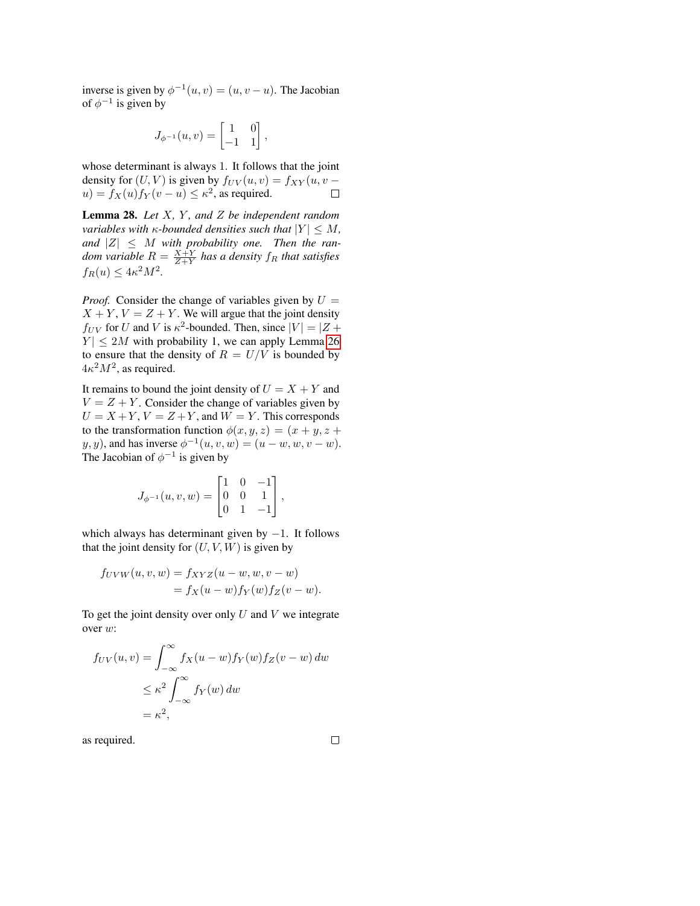inverse is given by $\phi^{-1}(u, v) = (u, v - u)$. The Jacobian of $\phi^{-1}$ is given by

$$J_{\phi^{-1}}(u, v) = \begin{bmatrix} 1 & 0 \\ -1 & 1 \end{bmatrix},$$

whose determinant is always 1. It follows that the joint density for $(U, V)$ is given by $f_{UV}(u, v) = f_{XY}(u, v - u) = f_X(u) f_Y(v - u) \leq \kappa^2$, as required. □

**Lemma 28.** *Let $X$, $Y$, and $Z$ be independent random variables with $\kappa$-bounded densities such that $|Y| \leq M$, and $|Z| \leq M$ with probability one. Then the random variable $R = \frac{X+Y}{Z+Y}$ has a density $f_R$ that satisfies $f_R(u) \leq 4\kappa^2 M^2$.*

*Proof.* Consider the change of variables given by $U = X + Y$, $V = Z + Y$. We will argue that the joint density $f_{UV}$ for $U$ and $V$ is $\kappa^2$-bounded. Then, since $|V| = |Z + Y| \leq 2M$ with probability 1, we can apply Lemma 26 to ensure that the density of $R = U/V$ is bounded by $4\kappa^2 M^2$, as required.

It remains to bound the joint density of $U = X + Y$ and $V = Z + Y$. Consider the change of variables given by $U = X + Y$, $V = Z + Y$, and $W = Y$. This corresponds to the transformation function $\phi(x, y, z) = (x + y, z + y, y)$, and has inverse $\phi^{-1}(u, v, w) = (u - w, w, v - w)$. The Jacobian of $\phi^{-1}$ is given by

$$J_{\phi^{-1}}(u, v, w) = \begin{bmatrix} 1 & 0 & -1 \\ 0 & 0 & 1 \\ 0 & 1 & -1 \end{bmatrix},$$

which always has determinant given by $-1$. It follows that the joint density for $(U, V, W)$ is given by

$$\begin{aligned} f_{UVW}(u, v, w) &= f_{XYZ}(u - w, w, v - w) \\ &= f_X(u - w) f_Y(w) f_Z(v - w). \end{aligned}$$

To get the joint density over only $U$ and $V$ we integrate over $w$:

$$\begin{aligned} f_{UV}(u, v) &= \int_{-\infty}^{\infty} f_X(u - w) f_Y(w) f_Z(v - w) \, dw \\ &\leq \kappa^2 \int_{-\infty}^{\infty} f_Y(w) \, dw \\ &= \kappa^2, \end{aligned}$$

as required. □